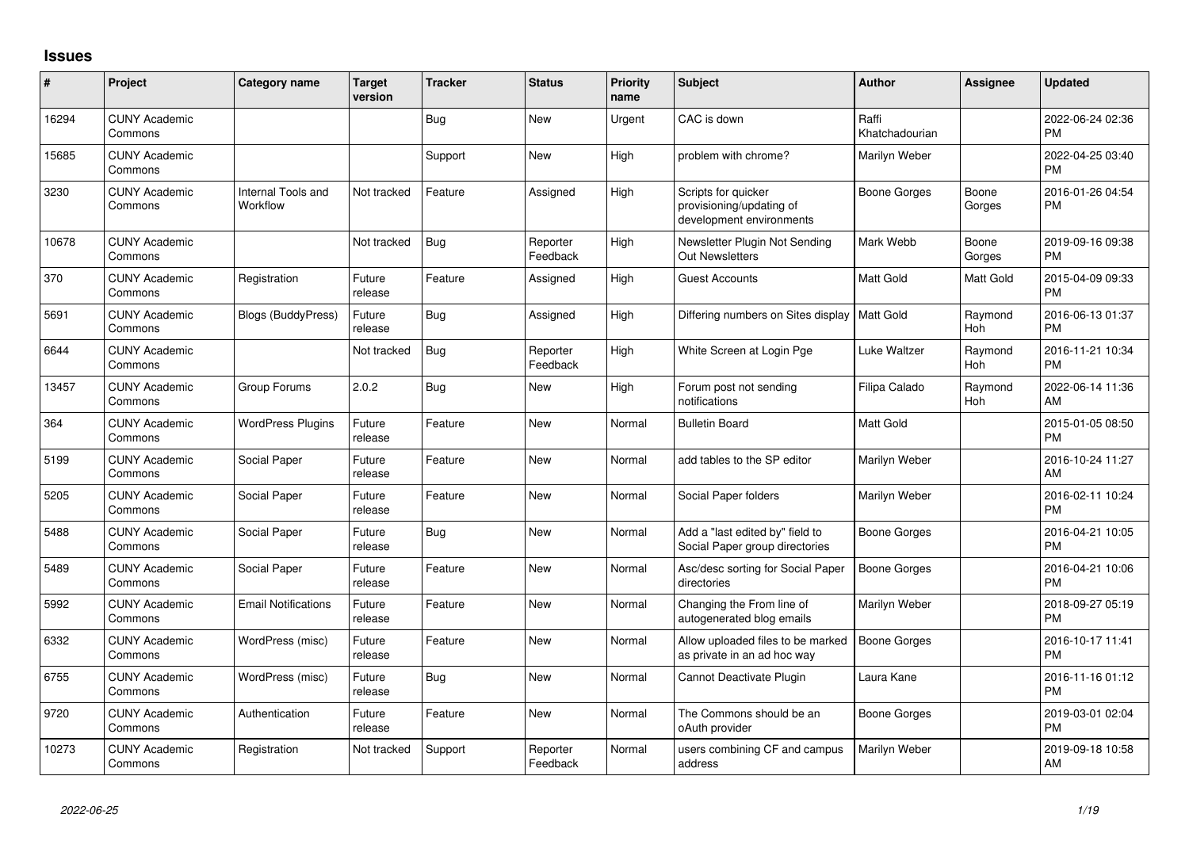## Issues

| # | Project | Category name | Target version | Tracker | Status | Priority name | Subject | Author | Assignee | Updated |
|---|---|---|---|---|---|---|---|---|---|---|
| 16294 | CUNY Academic Commons | | | Bug | New | Urgent | CAC is down | Raffi Khatchadourian | | 2022-06-24 02:36 PM |
| 15685 | CUNY Academic Commons | | | Support | New | High | problem with chrome? | Marilyn Weber | | 2022-04-25 03:40 PM |
| 3230 | CUNY Academic Commons | Internal Tools and Workflow | Not tracked | Feature | Assigned | High | Scripts for quicker provisioning/updating of development environments | Boone Gorges | Boone Gorges | 2016-01-26 04:54 PM |
| 10678 | CUNY Academic Commons | | Not tracked | Bug | Reporter Feedback | High | Newsletter Plugin Not Sending Out Newsletters | Mark Webb | Boone Gorges | 2019-09-16 09:38 PM |
| 370 | CUNY Academic Commons | Registration | Future release | Feature | Assigned | High | Guest Accounts | Matt Gold | Matt Gold | 2015-04-09 09:33 PM |
| 5691 | CUNY Academic Commons | Blogs (BuddyPress) | Future release | Bug | Assigned | High | Differing numbers on Sites display | Matt Gold | Raymond Hoh | 2016-06-13 01:37 PM |
| 6644 | CUNY Academic Commons | | Not tracked | Bug | Reporter Feedback | High | White Screen at Login Pge | Luke Waltzer | Raymond Hoh | 2016-11-21 10:34 PM |
| 13457 | CUNY Academic Commons | Group Forums | 2.0.2 | Bug | New | High | Forum post not sending notifications | Filipa Calado | Raymond Hoh | 2022-06-14 11:36 AM |
| 364 | CUNY Academic Commons | WordPress Plugins | Future release | Feature | New | Normal | Bulletin Board | Matt Gold | | 2015-01-05 08:50 PM |
| 5199 | CUNY Academic Commons | Social Paper | Future release | Feature | New | Normal | add tables to the SP editor | Marilyn Weber | | 2016-10-24 11:27 AM |
| 5205 | CUNY Academic Commons | Social Paper | Future release | Feature | New | Normal | Social Paper folders | Marilyn Weber | | 2016-02-11 10:24 PM |
| 5488 | CUNY Academic Commons | Social Paper | Future release | Bug | New | Normal | Add a "last edited by" field to Social Paper group directories | Boone Gorges | | 2016-04-21 10:05 PM |
| 5489 | CUNY Academic Commons | Social Paper | Future release | Feature | New | Normal | Asc/desc sorting for Social Paper directories | Boone Gorges | | 2016-04-21 10:06 PM |
| 5992 | CUNY Academic Commons | Email Notifications | Future release | Feature | New | Normal | Changing the From line of autogenerated blog emails | Marilyn Weber | | 2018-09-27 05:19 PM |
| 6332 | CUNY Academic Commons | WordPress (misc) | Future release | Feature | New | Normal | Allow uploaded files to be marked as private in an ad hoc way | Boone Gorges | | 2016-10-17 11:41 PM |
| 6755 | CUNY Academic Commons | WordPress (misc) | Future release | Bug | New | Normal | Cannot Deactivate Plugin | Laura Kane | | 2016-11-16 01:12 PM |
| 9720 | CUNY Academic Commons | Authentication | Future release | Feature | New | Normal | The Commons should be an oAuth provider | Boone Gorges | | 2019-03-01 02:04 PM |
| 10273 | CUNY Academic Commons | Registration | Not tracked | Support | Reporter Feedback | Normal | users combining CF and campus address | Marilyn Weber | | 2019-09-18 10:58 AM |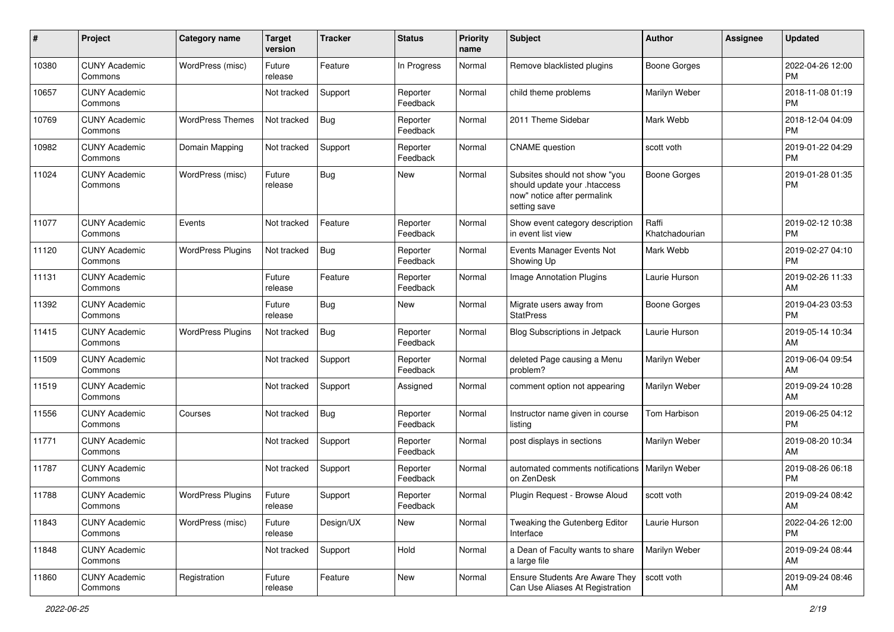| # | Project | Category name | Target version | Tracker | Status | Priority name | Subject | Author | Assignee | Updated |
|---|---|---|---|---|---|---|---|---|---|---|
| 10380 | CUNY Academic Commons | WordPress (misc) | Future release | Feature | In Progress | Normal | Remove blacklisted plugins | Boone Gorges | | 2022-04-26 12:00 PM |
| 10657 | CUNY Academic Commons | | Not tracked | Support | Reporter Feedback | Normal | child theme problems | Marilyn Weber | | 2018-11-08 01:19 PM |
| 10769 | CUNY Academic Commons | WordPress Themes | Not tracked | Bug | Reporter Feedback | Normal | 2011 Theme Sidebar | Mark Webb | | 2018-12-04 04:09 PM |
| 10982 | CUNY Academic Commons | Domain Mapping | Not tracked | Support | Reporter Feedback | Normal | CNAME question | scott voth | | 2019-01-22 04:29 PM |
| 11024 | CUNY Academic Commons | WordPress (misc) | Future release | Bug | New | Normal | Subsites should not show "you should update your .htaccess now" notice after permalink setting save | Boone Gorges | | 2019-01-28 01:35 PM |
| 11077 | CUNY Academic Commons | Events | Not tracked | Feature | Reporter Feedback | Normal | Show event category description in event list view | Raffi Khatchadourian | | 2019-02-12 10:38 PM |
| 11120 | CUNY Academic Commons | WordPress Plugins | Not tracked | Bug | Reporter Feedback | Normal | Events Manager Events Not Showing Up | Mark Webb | | 2019-02-27 04:10 PM |
| 11131 | CUNY Academic Commons | | Future release | Feature | Reporter Feedback | Normal | Image Annotation Plugins | Laurie Hurson | | 2019-02-26 11:33 AM |
| 11392 | CUNY Academic Commons | | Future release | Bug | New | Normal | Migrate users away from StatPress | Boone Gorges | | 2019-04-23 03:53 PM |
| 11415 | CUNY Academic Commons | WordPress Plugins | Not tracked | Bug | Reporter Feedback | Normal | Blog Subscriptions in Jetpack | Laurie Hurson | | 2019-05-14 10:34 AM |
| 11509 | CUNY Academic Commons | | Not tracked | Support | Reporter Feedback | Normal | deleted Page causing a Menu problem? | Marilyn Weber | | 2019-06-04 09:54 AM |
| 11519 | CUNY Academic Commons | | Not tracked | Support | Assigned | Normal | comment option not appearing | Marilyn Weber | | 2019-09-24 10:28 AM |
| 11556 | CUNY Academic Commons | Courses | Not tracked | Bug | Reporter Feedback | Normal | Instructor name given in course listing | Tom Harbison | | 2019-06-25 04:12 PM |
| 11771 | CUNY Academic Commons | | Not tracked | Support | Reporter Feedback | Normal | post displays in sections | Marilyn Weber | | 2019-08-20 10:34 AM |
| 11787 | CUNY Academic Commons | | Not tracked | Support | Reporter Feedback | Normal | automated comments notifications on ZenDesk | Marilyn Weber | | 2019-08-26 06:18 PM |
| 11788 | CUNY Academic Commons | WordPress Plugins | Future release | Support | Reporter Feedback | Normal | Plugin Request - Browse Aloud | scott voth | | 2019-09-24 08:42 AM |
| 11843 | CUNY Academic Commons | WordPress (misc) | Future release | Design/UX | New | Normal | Tweaking the Gutenberg Editor Interface | Laurie Hurson | | 2022-04-26 12:00 PM |
| 11848 | CUNY Academic Commons | | Not tracked | Support | Hold | Normal | a Dean of Faculty wants to share a large file | Marilyn Weber | | 2019-09-24 08:44 AM |
| 11860 | CUNY Academic Commons | Registration | Future release | Feature | New | Normal | Ensure Students Are Aware They Can Use Aliases At Registration | scott voth | | 2019-09-24 08:46 AM |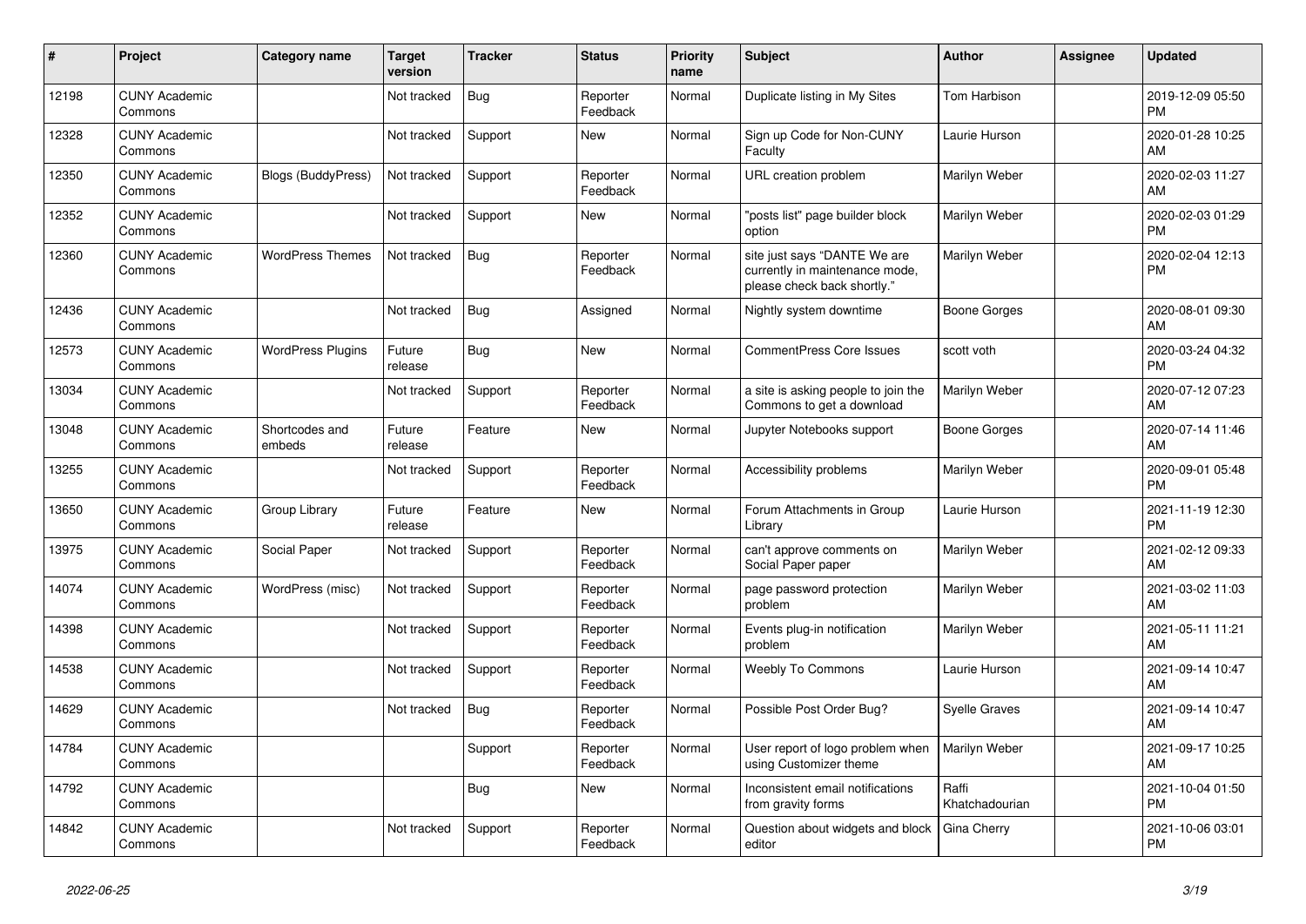| # | Project | Category name | Target version | Tracker | Status | Priority name | Subject | Author | Assignee | Updated |
|---|---|---|---|---|---|---|---|---|---|---|
| 12198 | CUNY Academic Commons | | Not tracked | Bug | Reporter Feedback | Normal | Duplicate listing in My Sites | Tom Harbison | | 2019-12-09 05:50 PM |
| 12328 | CUNY Academic Commons | | Not tracked | Support | New | Normal | Sign up Code for Non-CUNY Faculty | Laurie Hurson | | 2020-01-28 10:25 AM |
| 12350 | CUNY Academic Commons | Blogs (BuddyPress) | Not tracked | Support | Reporter Feedback | Normal | URL creation problem | Marilyn Weber | | 2020-02-03 11:27 AM |
| 12352 | CUNY Academic Commons | | Not tracked | Support | New | Normal | "posts list" page builder block option | Marilyn Weber | | 2020-02-03 01:29 PM |
| 12360 | CUNY Academic Commons | WordPress Themes | Not tracked | Bug | Reporter Feedback | Normal | site just says "DANTE We are currently in maintenance mode, please check back shortly." | Marilyn Weber | | 2020-02-04 12:13 PM |
| 12436 | CUNY Academic Commons | | Not tracked | Bug | Assigned | Normal | Nightly system downtime | Boone Gorges | | 2020-08-01 09:30 AM |
| 12573 | CUNY Academic Commons | WordPress Plugins | Future release | Bug | New | Normal | CommentPress Core Issues | scott voth | | 2020-03-24 04:32 PM |
| 13034 | CUNY Academic Commons | | Not tracked | Support | Reporter Feedback | Normal | a site is asking people to join the Commons to get a download | Marilyn Weber | | 2020-07-12 07:23 AM |
| 13048 | CUNY Academic Commons | Shortcodes and embeds | Future release | Feature | New | Normal | Jupyter Notebooks support | Boone Gorges | | 2020-07-14 11:46 AM |
| 13255 | CUNY Academic Commons | | Not tracked | Support | Reporter Feedback | Normal | Accessibility problems | Marilyn Weber | | 2020-09-01 05:48 PM |
| 13650 | CUNY Academic Commons | Group Library | Future release | Feature | New | Normal | Forum Attachments in Group Library | Laurie Hurson | | 2021-11-19 12:30 PM |
| 13975 | CUNY Academic Commons | Social Paper | Not tracked | Support | Reporter Feedback | Normal | can't approve comments on Social Paper paper | Marilyn Weber | | 2021-02-12 09:33 AM |
| 14074 | CUNY Academic Commons | WordPress (misc) | Not tracked | Support | Reporter Feedback | Normal | page password protection problem | Marilyn Weber | | 2021-03-02 11:03 AM |
| 14398 | CUNY Academic Commons | | Not tracked | Support | Reporter Feedback | Normal | Events plug-in notification problem | Marilyn Weber | | 2021-05-11 11:21 AM |
| 14538 | CUNY Academic Commons | | Not tracked | Support | Reporter Feedback | Normal | Weebly To Commons | Laurie Hurson | | 2021-09-14 10:47 AM |
| 14629 | CUNY Academic Commons | | Not tracked | Bug | Reporter Feedback | Normal | Possible Post Order Bug? | Syelle Graves | | 2021-09-14 10:47 AM |
| 14784 | CUNY Academic Commons | | | Support | Reporter Feedback | Normal | User report of logo problem when using Customizer theme | Marilyn Weber | | 2021-09-17 10:25 AM |
| 14792 | CUNY Academic Commons | | | Bug | New | Normal | Inconsistent email notifications from gravity forms | Raffi Khatchadourian | | 2021-10-04 01:50 PM |
| 14842 | CUNY Academic Commons | | Not tracked | Support | Reporter Feedback | Normal | Question about widgets and block editor | Gina Cherry | | 2021-10-06 03:01 PM |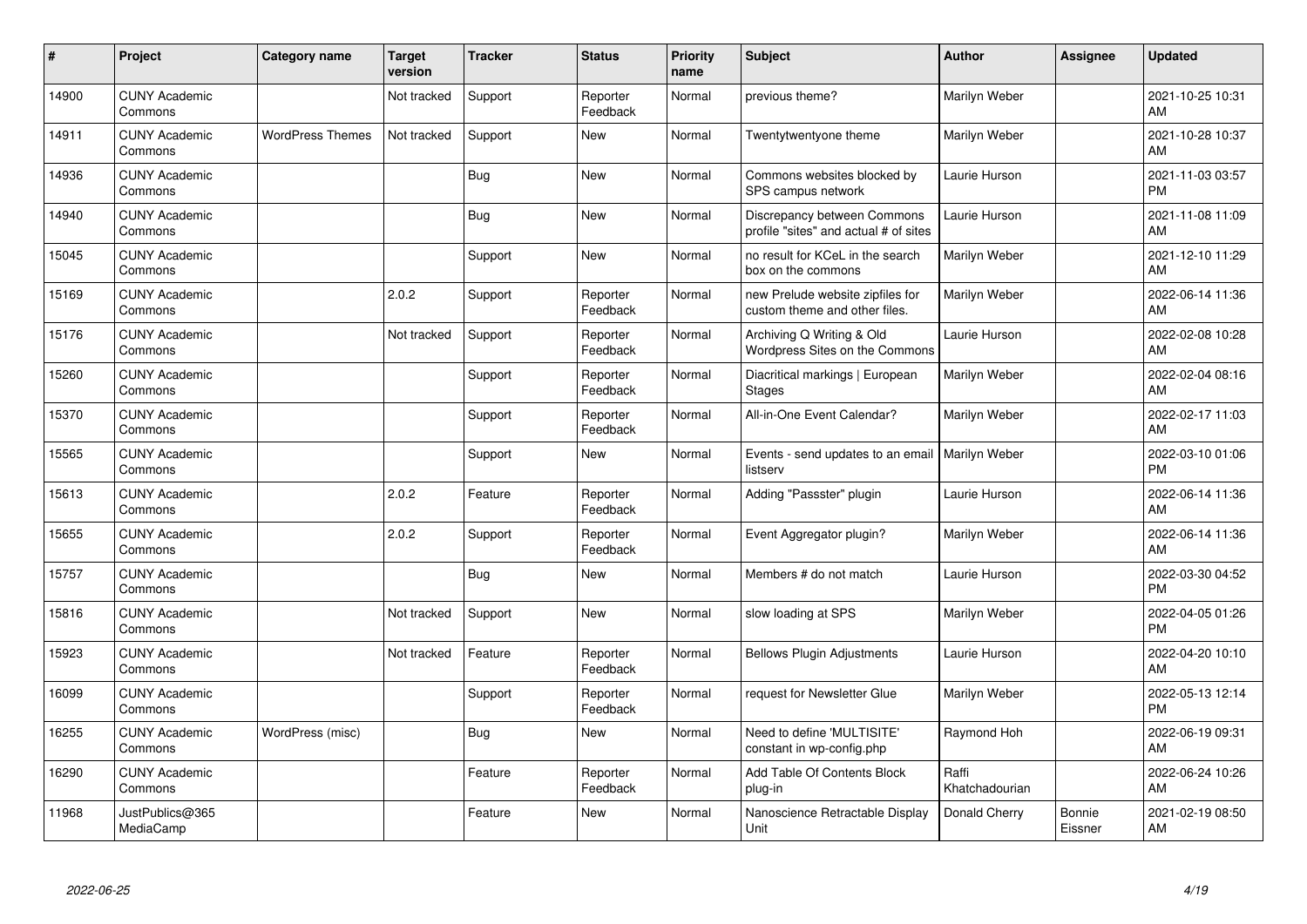| # | Project | Category name | Target version | Tracker | Status | Priority name | Subject | Author | Assignee | Updated |
|---|---|---|---|---|---|---|---|---|---|---|
| 14900 | CUNY Academic Commons | | Not tracked | Support | Reporter Feedback | Normal | previous theme? | Marilyn Weber | | 2021-10-25 10:31 AM |
| 14911 | CUNY Academic Commons | WordPress Themes | Not tracked | Support | New | Normal | Twentytwentyone theme | Marilyn Weber | | 2021-10-28 10:37 AM |
| 14936 | CUNY Academic Commons | | | Bug | New | Normal | Commons websites blocked by SPS campus network | Laurie Hurson | | 2021-11-03 03:57 PM |
| 14940 | CUNY Academic Commons | | | Bug | New | Normal | Discrepancy between Commons profile "sites" and actual # of sites | Laurie Hurson | | 2021-11-08 11:09 AM |
| 15045 | CUNY Academic Commons | | | Support | New | Normal | no result for KCeL in the search box on the commons | Marilyn Weber | | 2021-12-10 11:29 AM |
| 15169 | CUNY Academic Commons | | 2.0.2 | Support | Reporter Feedback | Normal | new Prelude website zipfiles for custom theme and other files. | Marilyn Weber | | 2022-06-14 11:36 AM |
| 15176 | CUNY Academic Commons | | Not tracked | Support | Reporter Feedback | Normal | Archiving Q Writing & Old Wordpress Sites on the Commons | Laurie Hurson | | 2022-02-08 10:28 AM |
| 15260 | CUNY Academic Commons | | | Support | Reporter Feedback | Normal | Diacritical markings \| European Stages | Marilyn Weber | | 2022-02-04 08:16 AM |
| 15370 | CUNY Academic Commons | | | Support | Reporter Feedback | Normal | All-in-One Event Calendar? | Marilyn Weber | | 2022-02-17 11:03 AM |
| 15565 | CUNY Academic Commons | | | Support | New | Normal | Events - send updates to an email listserv | Marilyn Weber | | 2022-03-10 01:06 PM |
| 15613 | CUNY Academic Commons | | 2.0.2 | Feature | Reporter Feedback | Normal | Adding "Passster" plugin | Laurie Hurson | | 2022-06-14 11:36 AM |
| 15655 | CUNY Academic Commons | | 2.0.2 | Support | Reporter Feedback | Normal | Event Aggregator plugin? | Marilyn Weber | | 2022-06-14 11:36 AM |
| 15757 | CUNY Academic Commons | | | Bug | New | Normal | Members # do not match | Laurie Hurson | | 2022-03-30 04:52 PM |
| 15816 | CUNY Academic Commons | | Not tracked | Support | New | Normal | slow loading at SPS | Marilyn Weber | | 2022-04-05 01:26 PM |
| 15923 | CUNY Academic Commons | | Not tracked | Feature | Reporter Feedback | Normal | Bellows Plugin Adjustments | Laurie Hurson | | 2022-04-20 10:10 AM |
| 16099 | CUNY Academic Commons | | | Support | Reporter Feedback | Normal | request for Newsletter Glue | Marilyn Weber | | 2022-05-13 12:14 PM |
| 16255 | CUNY Academic Commons | WordPress (misc) | | Bug | New | Normal | Need to define 'MULTISITE' constant in wp-config.php | Raymond Hoh | | 2022-06-19 09:31 AM |
| 16290 | CUNY Academic Commons | | | Feature | Reporter Feedback | Normal | Add Table Of Contents Block plug-in | Raffi Khatchadourian | | 2022-06-24 10:26 AM |
| 11968 | JustPublics@365 MediaCamp | | | Feature | New | Normal | Nanoscience Retractable Display Unit | Donald Cherry | Bonnie Eissner | 2021-02-19 08:50 AM |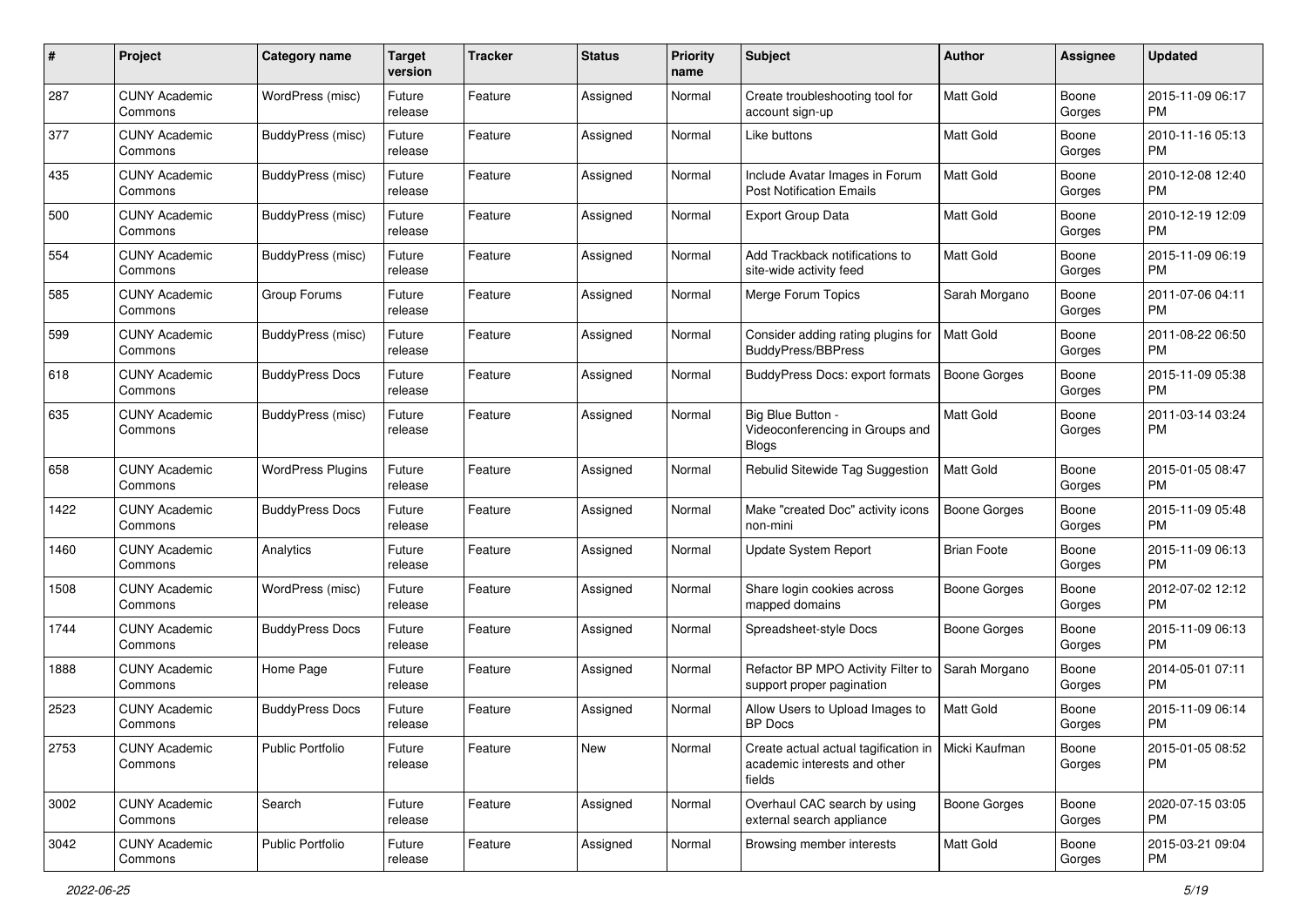| # | Project | Category name | Target version | Tracker | Status | Priority name | Subject | Author | Assignee | Updated |
|---|---|---|---|---|---|---|---|---|---|---|
| 287 | CUNY Academic Commons | WordPress (misc) | Future release | Feature | Assigned | Normal | Create troubleshooting tool for account sign-up | Matt Gold | Boone Gorges | 2015-11-09 06:17 PM |
| 377 | CUNY Academic Commons | BuddyPress (misc) | Future release | Feature | Assigned | Normal | Like buttons | Matt Gold | Boone Gorges | 2010-11-16 05:13 PM |
| 435 | CUNY Academic Commons | BuddyPress (misc) | Future release | Feature | Assigned | Normal | Include Avatar Images in Forum Post Notification Emails | Matt Gold | Boone Gorges | 2010-12-08 12:40 PM |
| 500 | CUNY Academic Commons | BuddyPress (misc) | Future release | Feature | Assigned | Normal | Export Group Data | Matt Gold | Boone Gorges | 2010-12-19 12:09 PM |
| 554 | CUNY Academic Commons | BuddyPress (misc) | Future release | Feature | Assigned | Normal | Add Trackback notifications to site-wide activity feed | Matt Gold | Boone Gorges | 2015-11-09 06:19 PM |
| 585 | CUNY Academic Commons | Group Forums | Future release | Feature | Assigned | Normal | Merge Forum Topics | Sarah Morgano | Boone Gorges | 2011-07-06 04:11 PM |
| 599 | CUNY Academic Commons | BuddyPress (misc) | Future release | Feature | Assigned | Normal | Consider adding rating plugins for BuddyPress/BBPress | Matt Gold | Boone Gorges | 2011-08-22 06:50 PM |
| 618 | CUNY Academic Commons | BuddyPress Docs | Future release | Feature | Assigned | Normal | BuddyPress Docs: export formats | Boone Gorges | Boone Gorges | 2015-11-09 05:38 PM |
| 635 | CUNY Academic Commons | BuddyPress (misc) | Future release | Feature | Assigned | Normal | Big Blue Button - Videoconferencing in Groups and Blogs | Matt Gold | Boone Gorges | 2011-03-14 03:24 PM |
| 658 | CUNY Academic Commons | WordPress Plugins | Future release | Feature | Assigned | Normal | Rebulid Sitewide Tag Suggestion | Matt Gold | Boone Gorges | 2015-01-05 08:47 PM |
| 1422 | CUNY Academic Commons | BuddyPress Docs | Future release | Feature | Assigned | Normal | Make "created Doc" activity icons non-mini | Boone Gorges | Boone Gorges | 2015-11-09 05:48 PM |
| 1460 | CUNY Academic Commons | Analytics | Future release | Feature | Assigned | Normal | Update System Report | Brian Foote | Boone Gorges | 2015-11-09 06:13 PM |
| 1508 | CUNY Academic Commons | WordPress (misc) | Future release | Feature | Assigned | Normal | Share login cookies across mapped domains | Boone Gorges | Boone Gorges | 2012-07-02 12:12 PM |
| 1744 | CUNY Academic Commons | BuddyPress Docs | Future release | Feature | Assigned | Normal | Spreadsheet-style Docs | Boone Gorges | Boone Gorges | 2015-11-09 06:13 PM |
| 1888 | CUNY Academic Commons | Home Page | Future release | Feature | Assigned | Normal | Refactor BP MPO Activity Filter to support proper pagination | Sarah Morgano | Boone Gorges | 2014-05-01 07:11 PM |
| 2523 | CUNY Academic Commons | BuddyPress Docs | Future release | Feature | Assigned | Normal | Allow Users to Upload Images to BP Docs | Matt Gold | Boone Gorges | 2015-11-09 06:14 PM |
| 2753 | CUNY Academic Commons | Public Portfolio | Future release | Feature | New | Normal | Create actual actual tagification in academic interests and other fields | Micki Kaufman | Boone Gorges | 2015-01-05 08:52 PM |
| 3002 | CUNY Academic Commons | Search | Future release | Feature | Assigned | Normal | Overhaul CAC search by using external search appliance | Boone Gorges | Boone Gorges | 2020-07-15 03:05 PM |
| 3042 | CUNY Academic Commons | Public Portfolio | Future release | Feature | Assigned | Normal | Browsing member interests | Matt Gold | Boone Gorges | 2015-03-21 09:04 PM |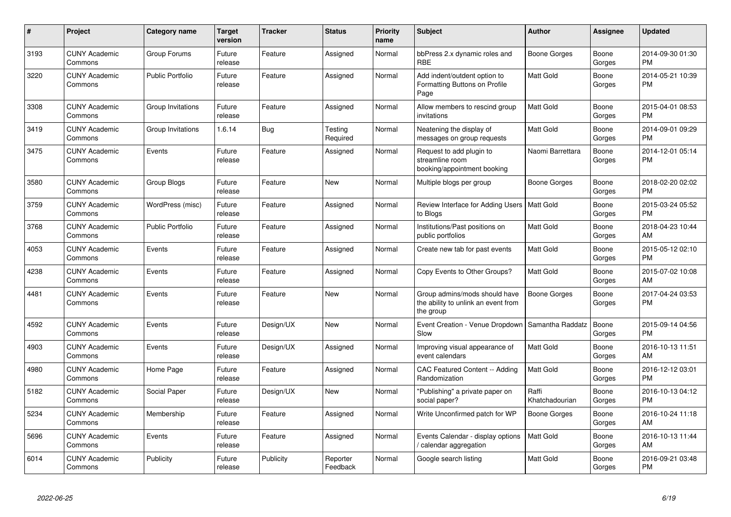| # | Project | Category name | Target version | Tracker | Status | Priority name | Subject | Author | Assignee | Updated |
|---|---|---|---|---|---|---|---|---|---|---|
| 3193 | CUNY Academic Commons | Group Forums | Future release | Feature | Assigned | Normal | bbPress 2.x dynamic roles and RBE | Boone Gorges | Boone Gorges | 2014-09-30 01:30 PM |
| 3220 | CUNY Academic Commons | Public Portfolio | Future release | Feature | Assigned | Normal | Add indent/outdent option to Formatting Buttons on Profile Page | Matt Gold | Boone Gorges | 2014-05-21 10:39 PM |
| 3308 | CUNY Academic Commons | Group Invitations | Future release | Feature | Assigned | Normal | Allow members to rescind group invitations | Matt Gold | Boone Gorges | 2015-04-01 08:53 PM |
| 3419 | CUNY Academic Commons | Group Invitations | 1.6.14 | Bug | Testing Required | Normal | Neatening the display of messages on group requests | Matt Gold | Boone Gorges | 2014-09-01 09:29 PM |
| 3475 | CUNY Academic Commons | Events | Future release | Feature | Assigned | Normal | Request to add plugin to streamline room booking/appointment booking | Naomi Barrettara | Boone Gorges | 2014-12-01 05:14 PM |
| 3580 | CUNY Academic Commons | Group Blogs | Future release | Feature | New | Normal | Multiple blogs per group | Boone Gorges | Boone Gorges | 2018-02-20 02:02 PM |
| 3759 | CUNY Academic Commons | WordPress (misc) | Future release | Feature | Assigned | Normal | Review Interface for Adding Users to Blogs | Matt Gold | Boone Gorges | 2015-03-24 05:52 PM |
| 3768 | CUNY Academic Commons | Public Portfolio | Future release | Feature | Assigned | Normal | Institutions/Past positions on public portfolios | Matt Gold | Boone Gorges | 2018-04-23 10:44 AM |
| 4053 | CUNY Academic Commons | Events | Future release | Feature | Assigned | Normal | Create new tab for past events | Matt Gold | Boone Gorges | 2015-05-12 02:10 PM |
| 4238 | CUNY Academic Commons | Events | Future release | Feature | Assigned | Normal | Copy Events to Other Groups? | Matt Gold | Boone Gorges | 2015-07-02 10:08 AM |
| 4481 | CUNY Academic Commons | Events | Future release | Feature | New | Normal | Group admins/mods should have the ability to unlink an event from the group | Boone Gorges | Boone Gorges | 2017-04-24 03:53 PM |
| 4592 | CUNY Academic Commons | Events | Future release | Design/UX | New | Normal | Event Creation - Venue Dropdown Slow | Samantha Raddatz | Boone Gorges | 2015-09-14 04:56 PM |
| 4903 | CUNY Academic Commons | Events | Future release | Design/UX | Assigned | Normal | Improving visual appearance of event calendars | Matt Gold | Boone Gorges | 2016-10-13 11:51 AM |
| 4980 | CUNY Academic Commons | Home Page | Future release | Feature | Assigned | Normal | CAC Featured Content -- Adding Randomization | Matt Gold | Boone Gorges | 2016-12-12 03:01 PM |
| 5182 | CUNY Academic Commons | Social Paper | Future release | Design/UX | New | Normal | "Publishing" a private paper on social paper? | Raffi Khatchadourian | Boone Gorges | 2016-10-13 04:12 PM |
| 5234 | CUNY Academic Commons | Membership | Future release | Feature | Assigned | Normal | Write Unconfirmed patch for WP | Boone Gorges | Boone Gorges | 2016-10-24 11:18 AM |
| 5696 | CUNY Academic Commons | Events | Future release | Feature | Assigned | Normal | Events Calendar - display options / calendar aggregation | Matt Gold | Boone Gorges | 2016-10-13 11:44 AM |
| 6014 | CUNY Academic Commons | Publicity | Future release | Publicity | Reporter Feedback | Normal | Google search listing | Matt Gold | Boone Gorges | 2016-09-21 03:48 PM |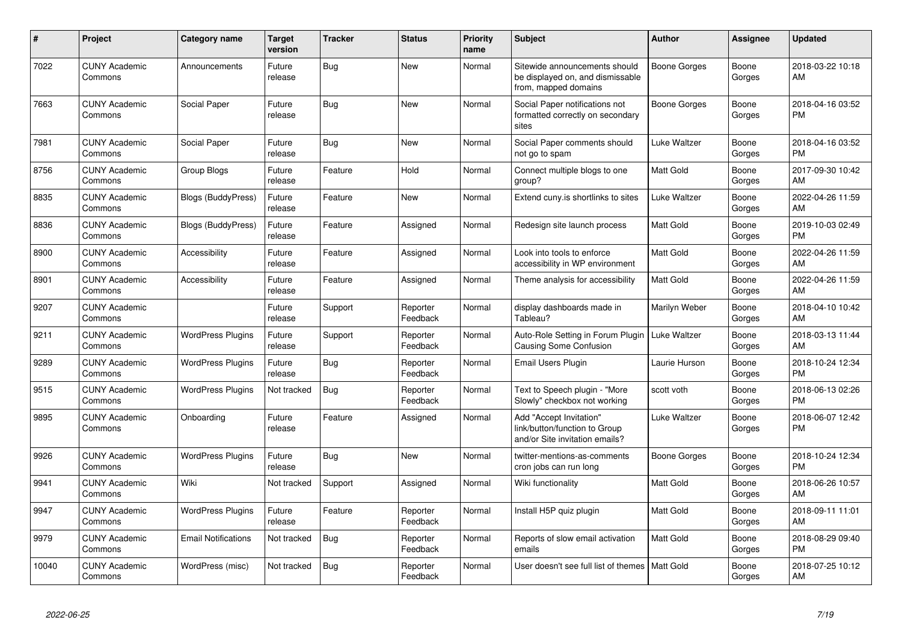| # | Project | Category name | Target version | Tracker | Status | Priority name | Subject | Author | Assignee | Updated |
|---|---|---|---|---|---|---|---|---|---|---|
| 7022 | CUNY Academic Commons | Announcements | Future release | Bug | New | Normal | Sitewide announcements should be displayed on, and dismissable from, mapped domains | Boone Gorges | Boone Gorges | 2018-03-22 10:18 AM |
| 7663 | CUNY Academic Commons | Social Paper | Future release | Bug | New | Normal | Social Paper notifications not formatted correctly on secondary sites | Boone Gorges | Boone Gorges | 2018-04-16 03:52 PM |
| 7981 | CUNY Academic Commons | Social Paper | Future release | Bug | New | Normal | Social Paper comments should not go to spam | Luke Waltzer | Boone Gorges | 2018-04-16 03:52 PM |
| 8756 | CUNY Academic Commons | Group Blogs | Future release | Feature | Hold | Normal | Connect multiple blogs to one group? | Matt Gold | Boone Gorges | 2017-09-30 10:42 AM |
| 8835 | CUNY Academic Commons | Blogs (BuddyPress) | Future release | Feature | New | Normal | Extend cuny.is shortlinks to sites | Luke Waltzer | Boone Gorges | 2022-04-26 11:59 AM |
| 8836 | CUNY Academic Commons | Blogs (BuddyPress) | Future release | Feature | Assigned | Normal | Redesign site launch process | Matt Gold | Boone Gorges | 2019-10-03 02:49 PM |
| 8900 | CUNY Academic Commons | Accessibility | Future release | Feature | Assigned | Normal | Look into tools to enforce accessibility in WP environment | Matt Gold | Boone Gorges | 2022-04-26 11:59 AM |
| 8901 | CUNY Academic Commons | Accessibility | Future release | Feature | Assigned | Normal | Theme analysis for accessibility | Matt Gold | Boone Gorges | 2022-04-26 11:59 AM |
| 9207 | CUNY Academic Commons | | Future release | Support | Reporter Feedback | Normal | display dashboards made in Tableau? | Marilyn Weber | Boone Gorges | 2018-04-10 10:42 AM |
| 9211 | CUNY Academic Commons | WordPress Plugins | Future release | Support | Reporter Feedback | Normal | Auto-Role Setting in Forum Plugin Causing Some Confusion | Luke Waltzer | Boone Gorges | 2018-03-13 11:44 AM |
| 9289 | CUNY Academic Commons | WordPress Plugins | Future release | Bug | Reporter Feedback | Normal | Email Users Plugin | Laurie Hurson | Boone Gorges | 2018-10-24 12:34 PM |
| 9515 | CUNY Academic Commons | WordPress Plugins | Not tracked | Bug | Reporter Feedback | Normal | Text to Speech plugin - "More Slowly" checkbox not working | scott voth | Boone Gorges | 2018-06-13 02:26 PM |
| 9895 | CUNY Academic Commons | Onboarding | Future release | Feature | Assigned | Normal | Add "Accept Invitation" link/button/function to Group and/or Site invitation emails? | Luke Waltzer | Boone Gorges | 2018-06-07 12:42 PM |
| 9926 | CUNY Academic Commons | WordPress Plugins | Future release | Bug | New | Normal | twitter-mentions-as-comments cron jobs can run long | Boone Gorges | Boone Gorges | 2018-10-24 12:34 PM |
| 9941 | CUNY Academic Commons | Wiki | Not tracked | Support | Assigned | Normal | Wiki functionality | Matt Gold | Boone Gorges | 2018-06-26 10:57 AM |
| 9947 | CUNY Academic Commons | WordPress Plugins | Future release | Feature | Reporter Feedback | Normal | Install H5P quiz plugin | Matt Gold | Boone Gorges | 2018-09-11 11:01 AM |
| 9979 | CUNY Academic Commons | Email Notifications | Not tracked | Bug | Reporter Feedback | Normal | Reports of slow email activation emails | Matt Gold | Boone Gorges | 2018-08-29 09:40 PM |
| 10040 | CUNY Academic Commons | WordPress (misc) | Not tracked | Bug | Reporter Feedback | Normal | User doesn't see full list of themes | Matt Gold | Boone Gorges | 2018-07-25 10:12 AM |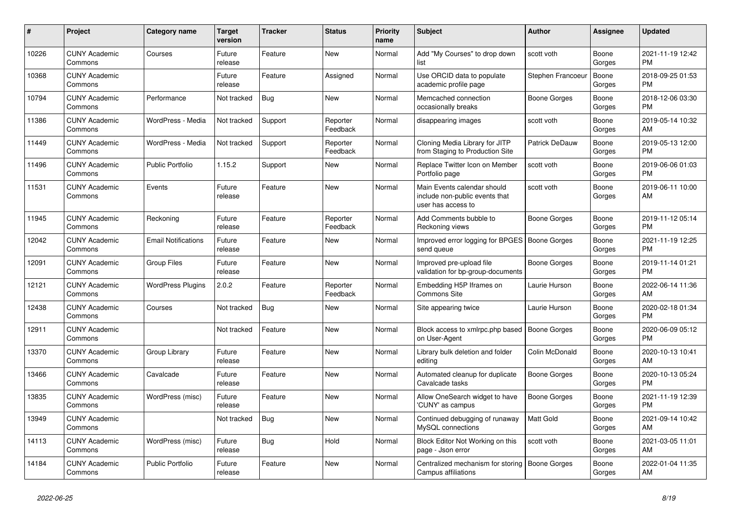| # | Project | Category name | Target version | Tracker | Status | Priority name | Subject | Author | Assignee | Updated |
|---|---|---|---|---|---|---|---|---|---|---|
| 10226 | CUNY Academic Commons | Courses | Future release | Feature | New | Normal | Add "My Courses" to drop down list | scott voth | Boone Gorges | 2021-11-19 12:42 PM |
| 10368 | CUNY Academic Commons | | Future release | Feature | Assigned | Normal | Use ORCID data to populate academic profile page | Stephen Francoeur | Boone Gorges | 2018-09-25 01:53 PM |
| 10794 | CUNY Academic Commons | Performance | Not tracked | Bug | New | Normal | Memcached connection occasionally breaks | Boone Gorges | Boone Gorges | 2018-12-06 03:30 PM |
| 11386 | CUNY Academic Commons | WordPress - Media | Not tracked | Support | Reporter Feedback | Normal | disappearing images | scott voth | Boone Gorges | 2019-05-14 10:32 AM |
| 11449 | CUNY Academic Commons | WordPress - Media | Not tracked | Support | Reporter Feedback | Normal | Cloning Media Library for JITP from Staging to Production Site | Patrick DeDauw | Boone Gorges | 2019-05-13 12:00 PM |
| 11496 | CUNY Academic Commons | Public Portfolio | 1.15.2 | Support | New | Normal | Replace Twitter Icon on Member Portfolio page | scott voth | Boone Gorges | 2019-06-06 01:03 PM |
| 11531 | CUNY Academic Commons | Events | Future release | Feature | New | Normal | Main Events calendar should include non-public events that user has access to | scott voth | Boone Gorges | 2019-06-11 10:00 AM |
| 11945 | CUNY Academic Commons | Reckoning | Future release | Feature | Reporter Feedback | Normal | Add Comments bubble to Reckoning views | Boone Gorges | Boone Gorges | 2019-11-12 05:14 PM |
| 12042 | CUNY Academic Commons | Email Notifications | Future release | Feature | New | Normal | Improved error logging for BPGES send queue | Boone Gorges | Boone Gorges | 2021-11-19 12:25 PM |
| 12091 | CUNY Academic Commons | Group Files | Future release | Feature | New | Normal | Improved pre-upload file validation for bp-group-documents | Boone Gorges | Boone Gorges | 2019-11-14 01:21 PM |
| 12121 | CUNY Academic Commons | WordPress Plugins | 2.0.2 | Feature | Reporter Feedback | Normal | Embedding H5P Iframes on Commons Site | Laurie Hurson | Boone Gorges | 2022-06-14 11:36 AM |
| 12438 | CUNY Academic Commons | Courses | Not tracked | Bug | New | Normal | Site appearing twice | Laurie Hurson | Boone Gorges | 2020-02-18 01:34 PM |
| 12911 | CUNY Academic Commons | | Not tracked | Feature | New | Normal | Block access to xmlrpc.php based on User-Agent | Boone Gorges | Boone Gorges | 2020-06-09 05:12 PM |
| 13370 | CUNY Academic Commons | Group Library | Future release | Feature | New | Normal | Library bulk deletion and folder editing | Colin McDonald | Boone Gorges | 2020-10-13 10:41 AM |
| 13466 | CUNY Academic Commons | Cavalcade | Future release | Feature | New | Normal | Automated cleanup for duplicate Cavalcade tasks | Boone Gorges | Boone Gorges | 2020-10-13 05:24 PM |
| 13835 | CUNY Academic Commons | WordPress (misc) | Future release | Feature | New | Normal | Allow OneSearch widget to have 'CUNY' as campus | Boone Gorges | Boone Gorges | 2021-11-19 12:39 PM |
| 13949 | CUNY Academic Commons | | Not tracked | Bug | New | Normal | Continued debugging of runaway MySQL connections | Matt Gold | Boone Gorges | 2021-09-14 10:42 AM |
| 14113 | CUNY Academic Commons | WordPress (misc) | Future release | Bug | Hold | Normal | Block Editor Not Working on this page - Json error | scott voth | Boone Gorges | 2021-03-05 11:01 AM |
| 14184 | CUNY Academic Commons | Public Portfolio | Future release | Feature | New | Normal | Centralized mechanism for storing Campus affiliations | Boone Gorges | Boone Gorges | 2022-01-04 11:35 AM |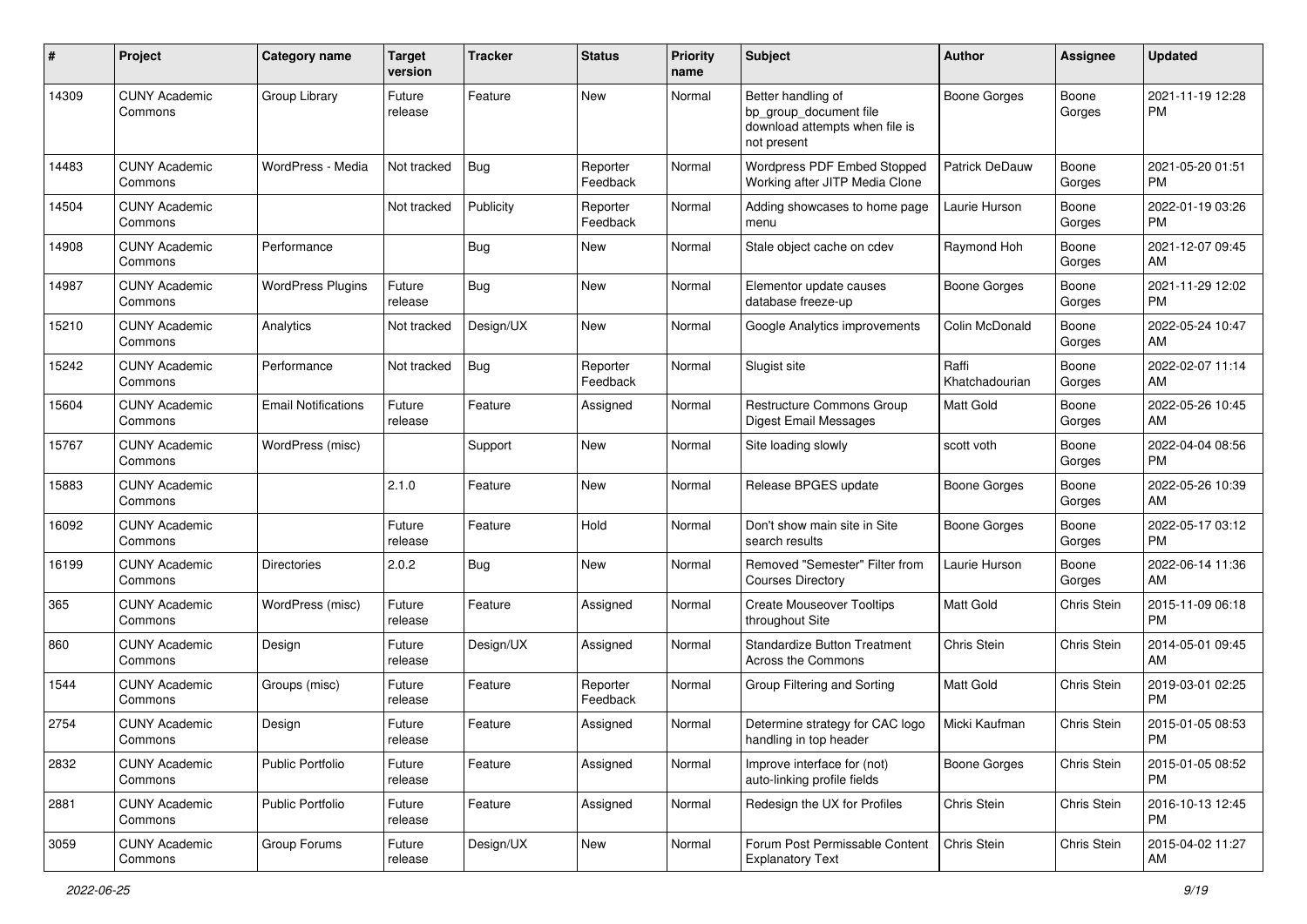| # | Project | Category name | Target version | Tracker | Status | Priority name | Subject | Author | Assignee | Updated |
|---|---|---|---|---|---|---|---|---|---|---|
| 14309 | CUNY Academic Commons | Group Library | Future release | Feature | New | Normal | Better handling of bp_group_document file download attempts when file is not present | Boone Gorges | Boone Gorges | 2021-11-19 12:28 PM |
| 14483 | CUNY Academic Commons | WordPress - Media | Not tracked | Bug | Reporter Feedback | Normal | Wordpress PDF Embed Stopped Working after JITP Media Clone | Patrick DeDauw | Boone Gorges | 2021-05-20 01:51 PM |
| 14504 | CUNY Academic Commons | | Not tracked | Publicity | Reporter Feedback | Normal | Adding showcases to home page menu | Laurie Hurson | Boone Gorges | 2022-01-19 03:26 PM |
| 14908 | CUNY Academic Commons | Performance | | Bug | New | Normal | Stale object cache on cdev | Raymond Hoh | Boone Gorges | 2021-12-07 09:45 AM |
| 14987 | CUNY Academic Commons | WordPress Plugins | Future release | Bug | New | Normal | Elementor update causes database freeze-up | Boone Gorges | Boone Gorges | 2021-11-29 12:02 PM |
| 15210 | CUNY Academic Commons | Analytics | Not tracked | Design/UX | New | Normal | Google Analytics improvements | Colin McDonald | Boone Gorges | 2022-05-24 10:47 AM |
| 15242 | CUNY Academic Commons | Performance | Not tracked | Bug | Reporter Feedback | Normal | Slugist site | Raffi Khatchadourian | Boone Gorges | 2022-02-07 11:14 AM |
| 15604 | CUNY Academic Commons | Email Notifications | Future release | Feature | Assigned | Normal | Restructure Commons Group Digest Email Messages | Matt Gold | Boone Gorges | 2022-05-26 10:45 AM |
| 15767 | CUNY Academic Commons | WordPress (misc) | | Support | New | Normal | Site loading slowly | scott voth | Boone Gorges | 2022-04-04 08:56 PM |
| 15883 | CUNY Academic Commons | | 2.1.0 | Feature | New | Normal | Release BPGES update | Boone Gorges | Boone Gorges | 2022-05-26 10:39 AM |
| 16092 | CUNY Academic Commons | | Future release | Feature | Hold | Normal | Don't show main site in Site search results | Boone Gorges | Boone Gorges | 2022-05-17 03:12 PM |
| 16199 | CUNY Academic Commons | Directories | 2.0.2 | Bug | New | Normal | Removed "Semester" Filter from Courses Directory | Laurie Hurson | Boone Gorges | 2022-06-14 11:36 AM |
| 365 | CUNY Academic Commons | WordPress (misc) | Future release | Feature | Assigned | Normal | Create Mouseover Tooltips throughout Site | Matt Gold | Chris Stein | 2015-11-09 06:18 PM |
| 860 | CUNY Academic Commons | Design | Future release | Design/UX | Assigned | Normal | Standardize Button Treatment Across the Commons | Chris Stein | Chris Stein | 2014-05-01 09:45 AM |
| 1544 | CUNY Academic Commons | Groups (misc) | Future release | Feature | Reporter Feedback | Normal | Group Filtering and Sorting | Matt Gold | Chris Stein | 2019-03-01 02:25 PM |
| 2754 | CUNY Academic Commons | Design | Future release | Feature | Assigned | Normal | Determine strategy for CAC logo handling in top header | Micki Kaufman | Chris Stein | 2015-01-05 08:53 PM |
| 2832 | CUNY Academic Commons | Public Portfolio | Future release | Feature | Assigned | Normal | Improve interface for (not) auto-linking profile fields | Boone Gorges | Chris Stein | 2015-01-05 08:52 PM |
| 2881 | CUNY Academic Commons | Public Portfolio | Future release | Feature | Assigned | Normal | Redesign the UX for Profiles | Chris Stein | Chris Stein | 2016-10-13 12:45 PM |
| 3059 | CUNY Academic Commons | Group Forums | Future release | Design/UX | New | Normal | Forum Post Permissable Content Explanatory Text | Chris Stein | Chris Stein | 2015-04-02 11:27 AM |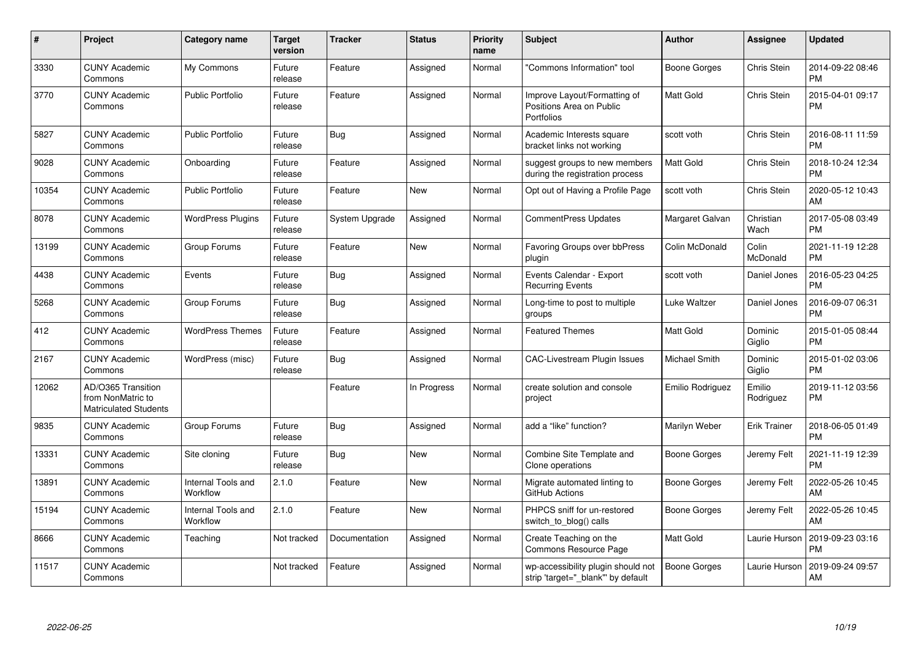| # | Project | Category name | Target version | Tracker | Status | Priority name | Subject | Author | Assignee | Updated |
|---|---|---|---|---|---|---|---|---|---|---|
| 3330 | CUNY Academic Commons | My Commons | Future release | Feature | Assigned | Normal | "Commons Information" tool | Boone Gorges | Chris Stein | 2014-09-22 08:46 PM |
| 3770 | CUNY Academic Commons | Public Portfolio | Future release | Feature | Assigned | Normal | Improve Layout/Formatting of Positions Area on Public Portfolios | Matt Gold | Chris Stein | 2015-04-01 09:17 PM |
| 5827 | CUNY Academic Commons | Public Portfolio | Future release | Bug | Assigned | Normal | Academic Interests square bracket links not working | scott voth | Chris Stein | 2016-08-11 11:59 PM |
| 9028 | CUNY Academic Commons | Onboarding | Future release | Feature | Assigned | Normal | suggest groups to new members during the registration process | Matt Gold | Chris Stein | 2018-10-24 12:34 PM |
| 10354 | CUNY Academic Commons | Public Portfolio | Future release | Feature | New | Normal | Opt out of Having a Profile Page | scott voth | Chris Stein | 2020-05-12 10:43 AM |
| 8078 | CUNY Academic Commons | WordPress Plugins | Future release | System Upgrade | Assigned | Normal | CommentPress Updates | Margaret Galvan | Christian Wach | 2017-05-08 03:49 PM |
| 13199 | CUNY Academic Commons | Group Forums | Future release | Feature | New | Normal | Favoring Groups over bbPress plugin | Colin McDonald | Colin McDonald | 2021-11-19 12:28 PM |
| 4438 | CUNY Academic Commons | Events | Future release | Bug | Assigned | Normal | Events Calendar - Export Recurring Events | scott voth | Daniel Jones | 2016-05-23 04:25 PM |
| 5268 | CUNY Academic Commons | Group Forums | Future release | Bug | Assigned | Normal | Long-time to post to multiple groups | Luke Waltzer | Daniel Jones | 2016-09-07 06:31 PM |
| 412 | CUNY Academic Commons | WordPress Themes | Future release | Feature | Assigned | Normal | Featured Themes | Matt Gold | Dominic Giglio | 2015-01-05 08:44 PM |
| 2167 | CUNY Academic Commons | WordPress (misc) | Future release | Bug | Assigned | Normal | CAC-Livestream Plugin Issues | Michael Smith | Dominic Giglio | 2015-01-02 03:06 PM |
| 12062 | AD/O365 Transition from NonMatric to Matriculated Students | | | Feature | In Progress | Normal | create solution and console project | Emilio Rodriguez | Emilio Rodriguez | 2019-11-12 03:56 PM |
| 9835 | CUNY Academic Commons | Group Forums | Future release | Bug | Assigned | Normal | add a "like" function? | Marilyn Weber | Erik Trainer | 2018-06-05 01:49 PM |
| 13331 | CUNY Academic Commons | Site cloning | Future release | Bug | New | Normal | Combine Site Template and Clone operations | Boone Gorges | Jeremy Felt | 2021-11-19 12:39 PM |
| 13891 | CUNY Academic Commons | Internal Tools and Workflow | 2.1.0 | Feature | New | Normal | Migrate automated linting to GitHub Actions | Boone Gorges | Jeremy Felt | 2022-05-26 10:45 AM |
| 15194 | CUNY Academic Commons | Internal Tools and Workflow | 2.1.0 | Feature | New | Normal | PHPCS sniff for un-restored switch_to_blog() calls | Boone Gorges | Jeremy Felt | 2022-05-26 10:45 AM |
| 8666 | CUNY Academic Commons | Teaching | Not tracked | Documentation | Assigned | Normal | Create Teaching on the Commons Resource Page | Matt Gold | Laurie Hurson | 2019-09-23 03:16 PM |
| 11517 | CUNY Academic Commons | | Not tracked | Feature | Assigned | Normal | wp-accessibility plugin should not strip 'target="_blank"' by default | Boone Gorges | Laurie Hurson | 2019-09-24 09:57 AM |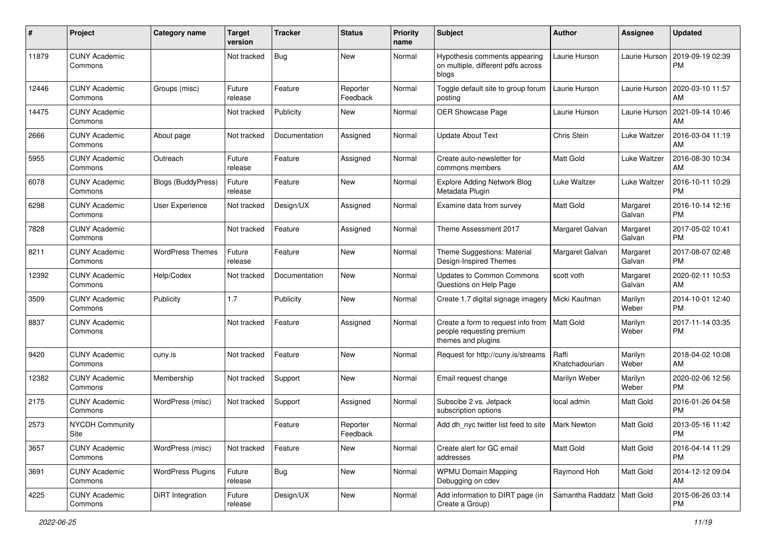| # | Project | Category name | Target version | Tracker | Status | Priority name | Subject | Author | Assignee | Updated |
|---|---|---|---|---|---|---|---|---|---|---|
| 11879 | CUNY Academic Commons | | Not tracked | Bug | New | Normal | Hypothesis comments appearing on multiple, different pdfs across blogs | Laurie Hurson | Laurie Hurson | 2019-09-19 02:39 PM |
| 12446 | CUNY Academic Commons | Groups (misc) | Future release | Feature | Reporter Feedback | Normal | Toggle default site to group forum posting | Laurie Hurson | Laurie Hurson | 2020-03-10 11:57 AM |
| 14475 | CUNY Academic Commons | | Not tracked | Publicity | New | Normal | OER Showcase Page | Laurie Hurson | Laurie Hurson | 2021-09-14 10:46 AM |
| 2666 | CUNY Academic Commons | About page | Not tracked | Documentation | Assigned | Normal | Update About Text | Chris Stein | Luke Waltzer | 2016-03-04 11:19 AM |
| 5955 | CUNY Academic Commons | Outreach | Future release | Feature | Assigned | Normal | Create auto-newsletter for commons members | Matt Gold | Luke Waltzer | 2016-08-30 10:34 AM |
| 6078 | CUNY Academic Commons | Blogs (BuddyPress) | Future release | Feature | New | Normal | Explore Adding Network Blog Metadata Plugin | Luke Waltzer | Luke Waltzer | 2016-10-11 10:29 PM |
| 6298 | CUNY Academic Commons | User Experience | Not tracked | Design/UX | Assigned | Normal | Examine data from survey | Matt Gold | Margaret Galvan | 2016-10-14 12:16 PM |
| 7828 | CUNY Academic Commons | | Not tracked | Feature | Assigned | Normal | Theme Assessment 2017 | Margaret Galvan | Margaret Galvan | 2017-05-02 10:41 PM |
| 8211 | CUNY Academic Commons | WordPress Themes | Future release | Feature | New | Normal | Theme Suggestions: Material Design-Inspired Themes | Margaret Galvan | Margaret Galvan | 2017-08-07 02:48 PM |
| 12392 | CUNY Academic Commons | Help/Codex | Not tracked | Documentation | New | Normal | Updates to Common Commons Questions on Help Page | scott voth | Margaret Galvan | 2020-02-11 10:53 AM |
| 3509 | CUNY Academic Commons | Publicity | 1.7 | Publicity | New | Normal | Create 1.7 digital signage imagery | Micki Kaufman | Marilyn Weber | 2014-10-01 12:40 PM |
| 8837 | CUNY Academic Commons | | Not tracked | Feature | Assigned | Normal | Create a form to request info from people requesting premium themes and plugins | Matt Gold | Marilyn Weber | 2017-11-14 03:35 PM |
| 9420 | CUNY Academic Commons | cuny.is | Not tracked | Feature | New | Normal | Request for http://cuny.is/streams | Raffi Khatchadourian | Marilyn Weber | 2018-04-02 10:08 AM |
| 12382 | CUNY Academic Commons | Membership | Not tracked | Support | New | Normal | Email request change | Marilyn Weber | Marilyn Weber | 2020-02-06 12:56 PM |
| 2175 | CUNY Academic Commons | WordPress (misc) | Not tracked | Support | Assigned | Normal | Subscibe 2 vs. Jetpack subscription options | local admin | Matt Gold | 2016-01-26 04:58 PM |
| 2573 | NYCDH Community Site | | | Feature | Reporter Feedback | Normal | Add dh_nyc twitter list feed to site | Mark Newton | Matt Gold | 2013-05-16 11:42 PM |
| 3657 | CUNY Academic Commons | WordPress (misc) | Not tracked | Feature | New | Normal | Create alert for GC email addresses | Matt Gold | Matt Gold | 2016-04-14 11:29 PM |
| 3691 | CUNY Academic Commons | WordPress Plugins | Future release | Bug | New | Normal | WPMU Domain Mapping Debugging on cdev | Raymond Hoh | Matt Gold | 2014-12-12 09:04 AM |
| 4225 | CUNY Academic Commons | DiRT Integration | Future release | Design/UX | New | Normal | Add information to DIRT page (in Create a Group) | Samantha Raddatz | Matt Gold | 2015-06-26 03:14 PM |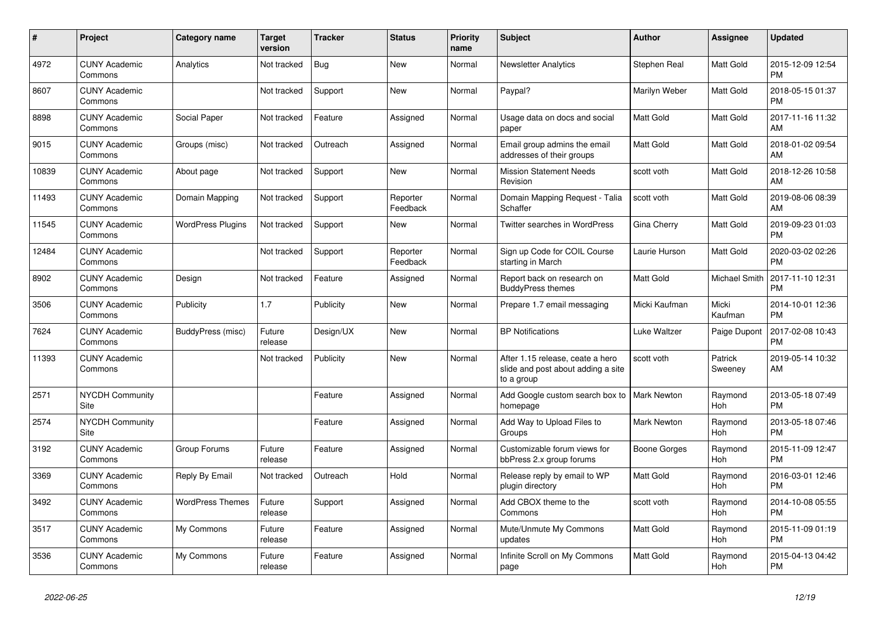| # | Project | Category name | Target version | Tracker | Status | Priority name | Subject | Author | Assignee | Updated |
|---|---|---|---|---|---|---|---|---|---|---|
| 4972 | CUNY Academic Commons | Analytics | Not tracked | Bug | New | Normal | Newsletter Analytics | Stephen Real | Matt Gold | 2015-12-09 12:54 PM |
| 8607 | CUNY Academic Commons | | Not tracked | Support | New | Normal | Paypal? | Marilyn Weber | Matt Gold | 2018-05-15 01:37 PM |
| 8898 | CUNY Academic Commons | Social Paper | Not tracked | Feature | Assigned | Normal | Usage data on docs and social paper | Matt Gold | Matt Gold | 2017-11-16 11:32 AM |
| 9015 | CUNY Academic Commons | Groups (misc) | Not tracked | Outreach | Assigned | Normal | Email group admins the email addresses of their groups | Matt Gold | Matt Gold | 2018-01-02 09:54 AM |
| 10839 | CUNY Academic Commons | About page | Not tracked | Support | New | Normal | Mission Statement Needs Revision | scott voth | Matt Gold | 2018-12-26 10:58 AM |
| 11493 | CUNY Academic Commons | Domain Mapping | Not tracked | Support | Reporter Feedback | Normal | Domain Mapping Request - Talia Schaffer | scott voth | Matt Gold | 2019-08-06 08:39 AM |
| 11545 | CUNY Academic Commons | WordPress Plugins | Not tracked | Support | New | Normal | Twitter searches in WordPress | Gina Cherry | Matt Gold | 2019-09-23 01:03 PM |
| 12484 | CUNY Academic Commons | | Not tracked | Support | Reporter Feedback | Normal | Sign up Code for COIL Course starting in March | Laurie Hurson | Matt Gold | 2020-03-02 02:26 PM |
| 8902 | CUNY Academic Commons | Design | Not tracked | Feature | Assigned | Normal | Report back on research on BuddyPress themes | Matt Gold | Michael Smith | 2017-11-10 12:31 PM |
| 3506 | CUNY Academic Commons | Publicity | 1.7 | Publicity | New | Normal | Prepare 1.7 email messaging | Micki Kaufman | Micki Kaufman | 2014-10-01 12:36 PM |
| 7624 | CUNY Academic Commons | BuddyPress (misc) | Future release | Design/UX | New | Normal | BP Notifications | Luke Waltzer | Paige Dupont | 2017-02-08 10:43 PM |
| 11393 | CUNY Academic Commons | | Not tracked | Publicity | New | Normal | After 1.15 release, ceate a hero slide and post about adding a site to a group | scott voth | Patrick Sweeney | 2019-05-14 10:32 AM |
| 2571 | NYCDH Community Site | | | Feature | Assigned | Normal | Add Google custom search box to homepage | Mark Newton | Raymond Hoh | 2013-05-18 07:49 PM |
| 2574 | NYCDH Community Site | | | Feature | Assigned | Normal | Add Way to Upload Files to Groups | Mark Newton | Raymond Hoh | 2013-05-18 07:46 PM |
| 3192 | CUNY Academic Commons | Group Forums | Future release | Feature | Assigned | Normal | Customizable forum views for bbPress 2.x group forums | Boone Gorges | Raymond Hoh | 2015-11-09 12:47 PM |
| 3369 | CUNY Academic Commons | Reply By Email | Not tracked | Outreach | Hold | Normal | Release reply by email to WP plugin directory | Matt Gold | Raymond Hoh | 2016-03-01 12:46 PM |
| 3492 | CUNY Academic Commons | WordPress Themes | Future release | Support | Assigned | Normal | Add CBOX theme to the Commons | scott voth | Raymond Hoh | 2014-10-08 05:55 PM |
| 3517 | CUNY Academic Commons | My Commons | Future release | Feature | Assigned | Normal | Mute/Unmute My Commons updates | Matt Gold | Raymond Hoh | 2015-11-09 01:19 PM |
| 3536 | CUNY Academic Commons | My Commons | Future release | Feature | Assigned | Normal | Infinite Scroll on My Commons page | Matt Gold | Raymond Hoh | 2015-04-13 04:42 PM |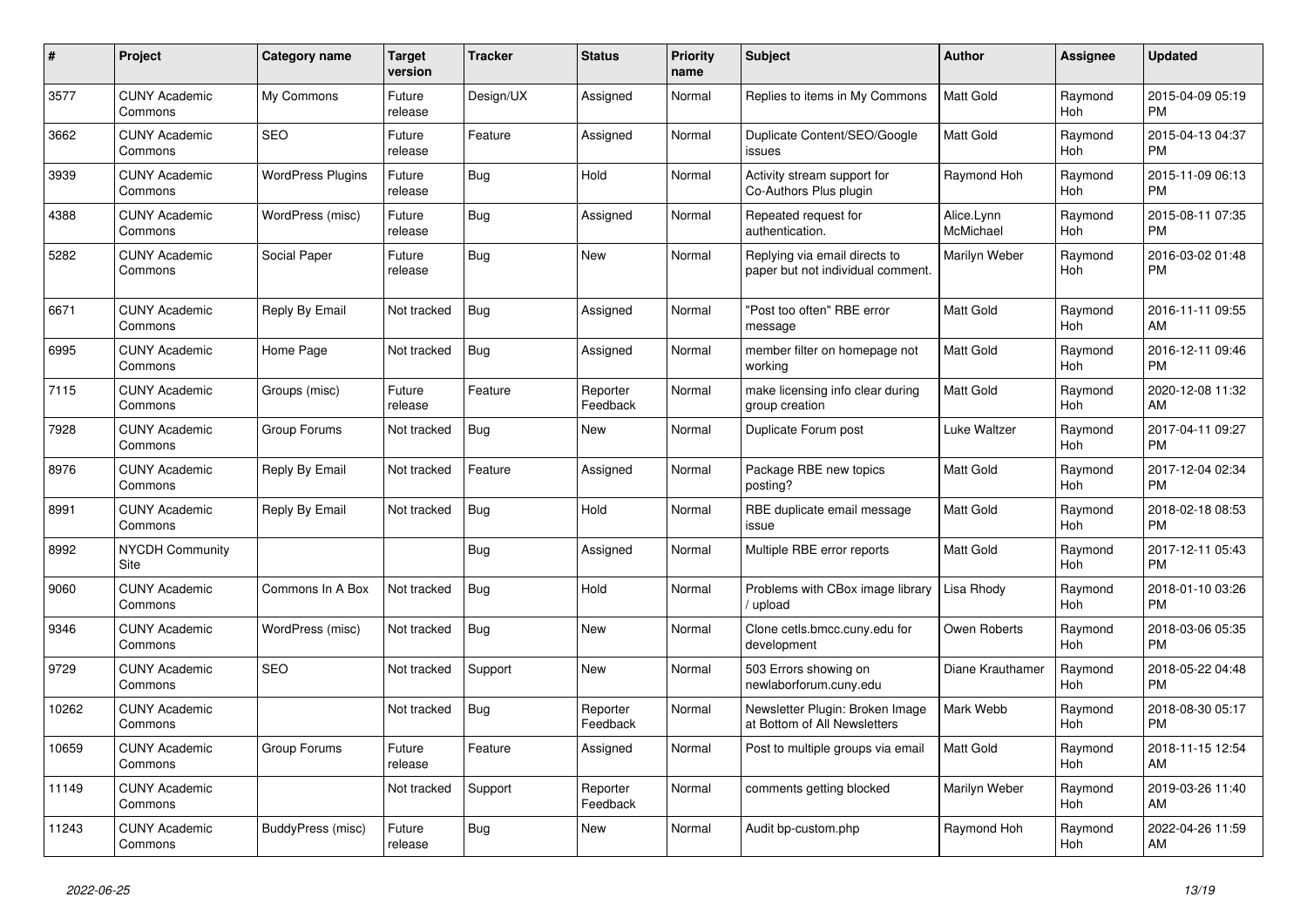| # | Project | Category name | Target version | Tracker | Status | Priority name | Subject | Author | Assignee | Updated |
|---|---|---|---|---|---|---|---|---|---|---|
| 3577 | CUNY Academic Commons | My Commons | Future release | Design/UX | Assigned | Normal | Replies to items in My Commons | Matt Gold | Raymond Hoh | 2015-04-09 05:19 PM |
| 3662 | CUNY Academic Commons | SEO | Future release | Feature | Assigned | Normal | Duplicate Content/SEO/Google issues | Matt Gold | Raymond Hoh | 2015-04-13 04:37 PM |
| 3939 | CUNY Academic Commons | WordPress Plugins | Future release | Bug | Hold | Normal | Activity stream support for Co-Authors Plus plugin | Raymond Hoh | Raymond Hoh | 2015-11-09 06:13 PM |
| 4388 | CUNY Academic Commons | WordPress (misc) | Future release | Bug | Assigned | Normal | Repeated request for authentication. | Alice.Lynn McMichael | Raymond Hoh | 2015-08-11 07:35 PM |
| 5282 | CUNY Academic Commons | Social Paper | Future release | Bug | New | Normal | Replying via email directs to paper but not individual comment. | Marilyn Weber | Raymond Hoh | 2016-03-02 01:48 PM |
| 6671 | CUNY Academic Commons | Reply By Email | Not tracked | Bug | Assigned | Normal | "Post too often" RBE error message | Matt Gold | Raymond Hoh | 2016-11-11 09:55 AM |
| 6995 | CUNY Academic Commons | Home Page | Not tracked | Bug | Assigned | Normal | member filter on homepage not working | Matt Gold | Raymond Hoh | 2016-12-11 09:46 PM |
| 7115 | CUNY Academic Commons | Groups (misc) | Future release | Feature | Reporter Feedback | Normal | make licensing info clear during group creation | Matt Gold | Raymond Hoh | 2020-12-08 11:32 AM |
| 7928 | CUNY Academic Commons | Group Forums | Not tracked | Bug | New | Normal | Duplicate Forum post | Luke Waltzer | Raymond Hoh | 2017-04-11 09:27 PM |
| 8976 | CUNY Academic Commons | Reply By Email | Not tracked | Feature | Assigned | Normal | Package RBE new topics posting? | Matt Gold | Raymond Hoh | 2017-12-04 02:34 PM |
| 8991 | CUNY Academic Commons | Reply By Email | Not tracked | Bug | Hold | Normal | RBE duplicate email message issue | Matt Gold | Raymond Hoh | 2018-02-18 08:53 PM |
| 8992 | NYCDH Community Site | | | Bug | Assigned | Normal | Multiple RBE error reports | Matt Gold | Raymond Hoh | 2017-12-11 05:43 PM |
| 9060 | CUNY Academic Commons | Commons In A Box | Not tracked | Bug | Hold | Normal | Problems with CBox image library / upload | Lisa Rhody | Raymond Hoh | 2018-01-10 03:26 PM |
| 9346 | CUNY Academic Commons | WordPress (misc) | Not tracked | Bug | New | Normal | Clone cetls.bmcc.cuny.edu for development | Owen Roberts | Raymond Hoh | 2018-03-06 05:35 PM |
| 9729 | CUNY Academic Commons | SEO | Not tracked | Support | New | Normal | 503 Errors showing on newlaborforum.cuny.edu | Diane Krauthamer | Raymond Hoh | 2018-05-22 04:48 PM |
| 10262 | CUNY Academic Commons | | Not tracked | Bug | Reporter Feedback | Normal | Newsletter Plugin: Broken Image at Bottom of All Newsletters | Mark Webb | Raymond Hoh | 2018-08-30 05:17 PM |
| 10659 | CUNY Academic Commons | Group Forums | Future release | Feature | Assigned | Normal | Post to multiple groups via email | Matt Gold | Raymond Hoh | 2018-11-15 12:54 AM |
| 11149 | CUNY Academic Commons | | Not tracked | Support | Reporter Feedback | Normal | comments getting blocked | Marilyn Weber | Raymond Hoh | 2019-03-26 11:40 AM |
| 11243 | CUNY Academic Commons | BuddyPress (misc) | Future release | Bug | New | Normal | Audit bp-custom.php | Raymond Hoh | Raymond Hoh | 2022-04-26 11:59 AM |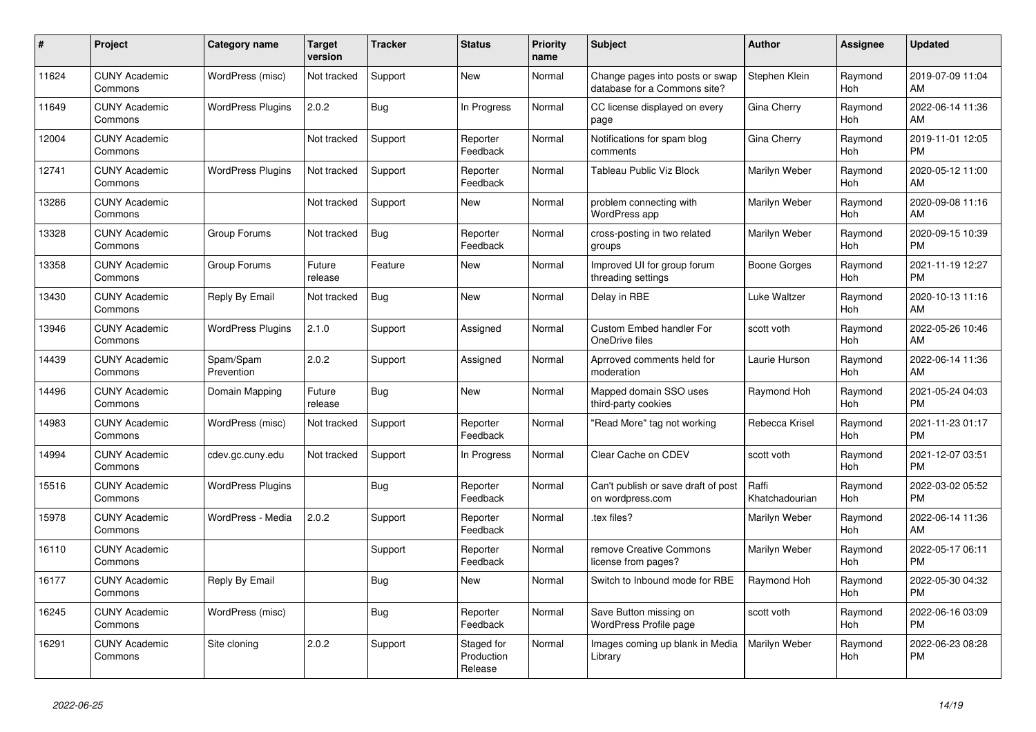| # | Project | Category name | Target version | Tracker | Status | Priority name | Subject | Author | Assignee | Updated |
|---|---|---|---|---|---|---|---|---|---|---|
| 11624 | CUNY Academic Commons | WordPress (misc) | Not tracked | Support | New | Normal | Change pages into posts or swap database for a Commons site? | Stephen Klein | Raymond Hoh | 2019-07-09 11:04 AM |
| 11649 | CUNY Academic Commons | WordPress Plugins | 2.0.2 | Bug | In Progress | Normal | CC license displayed on every page | Gina Cherry | Raymond Hoh | 2022-06-14 11:36 AM |
| 12004 | CUNY Academic Commons | | Not tracked | Support | Reporter Feedback | Normal | Notifications for spam blog comments | Gina Cherry | Raymond Hoh | 2019-11-01 12:05 PM |
| 12741 | CUNY Academic Commons | WordPress Plugins | Not tracked | Support | Reporter Feedback | Normal | Tableau Public Viz Block | Marilyn Weber | Raymond Hoh | 2020-05-12 11:00 AM |
| 13286 | CUNY Academic Commons | | Not tracked | Support | New | Normal | problem connecting with WordPress app | Marilyn Weber | Raymond Hoh | 2020-09-08 11:16 AM |
| 13328 | CUNY Academic Commons | Group Forums | Not tracked | Bug | Reporter Feedback | Normal | cross-posting in two related groups | Marilyn Weber | Raymond Hoh | 2020-09-15 10:39 PM |
| 13358 | CUNY Academic Commons | Group Forums | Future release | Feature | New | Normal | Improved UI for group forum threading settings | Boone Gorges | Raymond Hoh | 2021-11-19 12:27 PM |
| 13430 | CUNY Academic Commons | Reply By Email | Not tracked | Bug | New | Normal | Delay in RBE | Luke Waltzer | Raymond Hoh | 2020-10-13 11:16 AM |
| 13946 | CUNY Academic Commons | WordPress Plugins | 2.1.0 | Support | Assigned | Normal | Custom Embed handler For OneDrive files | scott voth | Raymond Hoh | 2022-05-26 10:46 AM |
| 14439 | CUNY Academic Commons | Spam/Spam Prevention | 2.0.2 | Support | Assigned | Normal | Aprroved comments held for moderation | Laurie Hurson | Raymond Hoh | 2022-06-14 11:36 AM |
| 14496 | CUNY Academic Commons | Domain Mapping | Future release | Bug | New | Normal | Mapped domain SSO uses third-party cookies | Raymond Hoh | Raymond Hoh | 2021-05-24 04:03 PM |
| 14983 | CUNY Academic Commons | WordPress (misc) | Not tracked | Support | Reporter Feedback | Normal | "Read More" tag not working | Rebecca Krisel | Raymond Hoh | 2021-11-23 01:17 PM |
| 14994 | CUNY Academic Commons | cdev.gc.cuny.edu | Not tracked | Support | In Progress | Normal | Clear Cache on CDEV | scott voth | Raymond Hoh | 2021-12-07 03:51 PM |
| 15516 | CUNY Academic Commons | WordPress Plugins | | Bug | Reporter Feedback | Normal | Can't publish or save draft of post on wordpress.com | Raffi Khatchadourian | Raymond Hoh | 2022-03-02 05:52 PM |
| 15978 | CUNY Academic Commons | WordPress - Media | 2.0.2 | Support | Reporter Feedback | Normal | .tex files? | Marilyn Weber | Raymond Hoh | 2022-06-14 11:36 AM |
| 16110 | CUNY Academic Commons | | | Support | Reporter Feedback | Normal | remove Creative Commons license from pages? | Marilyn Weber | Raymond Hoh | 2022-05-17 06:11 PM |
| 16177 | CUNY Academic Commons | Reply By Email | | Bug | New | Normal | Switch to Inbound mode for RBE | Raymond Hoh | Raymond Hoh | 2022-05-30 04:32 PM |
| 16245 | CUNY Academic Commons | WordPress (misc) | | Bug | Reporter Feedback | Normal | Save Button missing on WordPress Profile page | scott voth | Raymond Hoh | 2022-06-16 03:09 PM |
| 16291 | CUNY Academic Commons | Site cloning | 2.0.2 | Support | Staged for Production Release | Normal | Images coming up blank in Media Library | Marilyn Weber | Raymond Hoh | 2022-06-23 08:28 PM |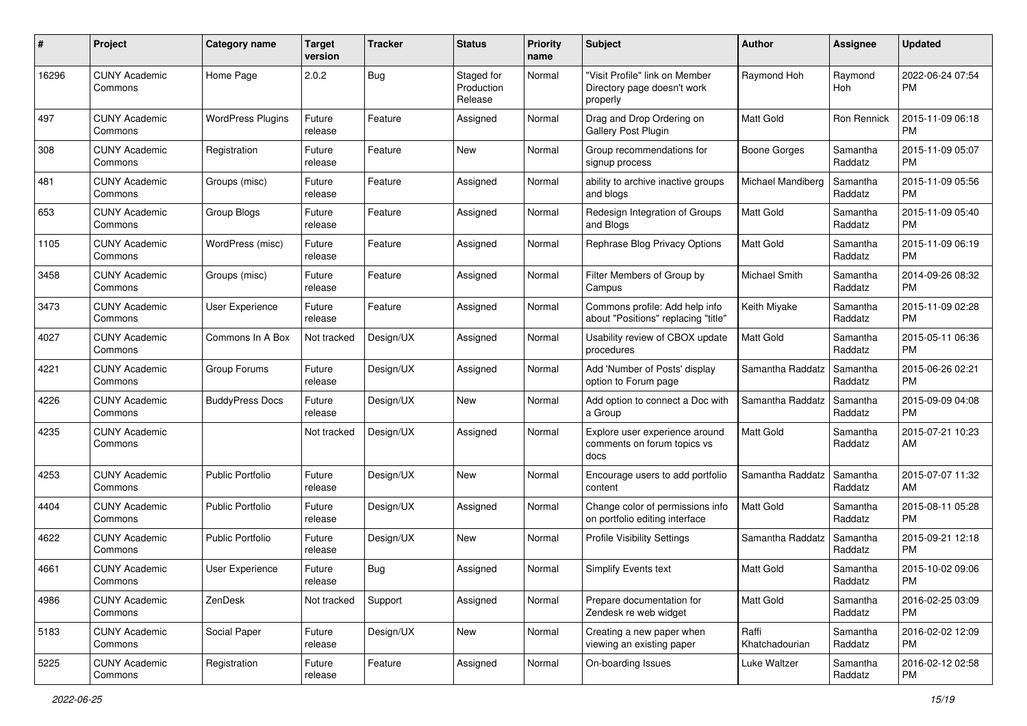| # | Project | Category name | Target version | Tracker | Status | Priority name | Subject | Author | Assignee | Updated |
|---|---|---|---|---|---|---|---|---|---|---|
| 16296 | CUNY Academic Commons | Home Page | 2.0.2 | Bug | Staged for Production Release | Normal | "Visit Profile" link on Member Directory page doesn't work properly | Raymond Hoh | Raymond Hoh | 2022-06-24 07:54 PM |
| 497 | CUNY Academic Commons | WordPress Plugins | Future release | Feature | Assigned | Normal | Drag and Drop Ordering on Gallery Post Plugin | Matt Gold | Ron Rennick | 2015-11-09 06:18 PM |
| 308 | CUNY Academic Commons | Registration | Future release | Feature | New | Normal | Group recommendations for signup process | Boone Gorges | Samantha Raddatz | 2015-11-09 05:07 PM |
| 481 | CUNY Academic Commons | Groups (misc) | Future release | Feature | Assigned | Normal | ability to archive inactive groups and blogs | Michael Mandiberg | Samantha Raddatz | 2015-11-09 05:56 PM |
| 653 | CUNY Academic Commons | Group Blogs | Future release | Feature | Assigned | Normal | Redesign Integration of Groups and Blogs | Matt Gold | Samantha Raddatz | 2015-11-09 05:40 PM |
| 1105 | CUNY Academic Commons | WordPress (misc) | Future release | Feature | Assigned | Normal | Rephrase Blog Privacy Options | Matt Gold | Samantha Raddatz | 2015-11-09 06:19 PM |
| 3458 | CUNY Academic Commons | Groups (misc) | Future release | Feature | Assigned | Normal | Filter Members of Group by Campus | Michael Smith | Samantha Raddatz | 2014-09-26 08:32 PM |
| 3473 | CUNY Academic Commons | User Experience | Future release | Feature | Assigned | Normal | Commons profile: Add help info about "Positions" replacing "title" | Keith Miyake | Samantha Raddatz | 2015-11-09 02:28 PM |
| 4027 | CUNY Academic Commons | Commons In A Box | Not tracked | Design/UX | Assigned | Normal | Usability review of CBOX update procedures | Matt Gold | Samantha Raddatz | 2015-05-11 06:36 PM |
| 4221 | CUNY Academic Commons | Group Forums | Future release | Design/UX | Assigned | Normal | Add 'Number of Posts' display option to Forum page | Samantha Raddatz | Samantha Raddatz | 2015-06-26 02:21 PM |
| 4226 | CUNY Academic Commons | BuddyPress Docs | Future release | Design/UX | New | Normal | Add option to connect a Doc with a Group | Samantha Raddatz | Samantha Raddatz | 2015-09-09 04:08 PM |
| 4235 | CUNY Academic Commons | | Not tracked | Design/UX | Assigned | Normal | Explore user experience around comments on forum topics vs docs | Matt Gold | Samantha Raddatz | 2015-07-21 10:23 AM |
| 4253 | CUNY Academic Commons | Public Portfolio | Future release | Design/UX | New | Normal | Encourage users to add portfolio content | Samantha Raddatz | Samantha Raddatz | 2015-07-07 11:32 AM |
| 4404 | CUNY Academic Commons | Public Portfolio | Future release | Design/UX | Assigned | Normal | Change color of permissions info on portfolio editing interface | Matt Gold | Samantha Raddatz | 2015-08-11 05:28 PM |
| 4622 | CUNY Academic Commons | Public Portfolio | Future release | Design/UX | New | Normal | Profile Visibility Settings | Samantha Raddatz | Samantha Raddatz | 2015-09-21 12:18 PM |
| 4661 | CUNY Academic Commons | User Experience | Future release | Bug | Assigned | Normal | Simplify Events text | Matt Gold | Samantha Raddatz | 2015-10-02 09:06 PM |
| 4986 | CUNY Academic Commons | ZenDesk | Not tracked | Support | Assigned | Normal | Prepare documentation for Zendesk re web widget | Matt Gold | Samantha Raddatz | 2016-02-25 03:09 PM |
| 5183 | CUNY Academic Commons | Social Paper | Future release | Design/UX | New | Normal | Creating a new paper when viewing an existing paper | Raffi Khatchadourian | Samantha Raddatz | 2016-02-02 12:09 PM |
| 5225 | CUNY Academic Commons | Registration | Future release | Feature | Assigned | Normal | On-boarding Issues | Luke Waltzer | Samantha Raddatz | 2016-02-12 02:58 PM |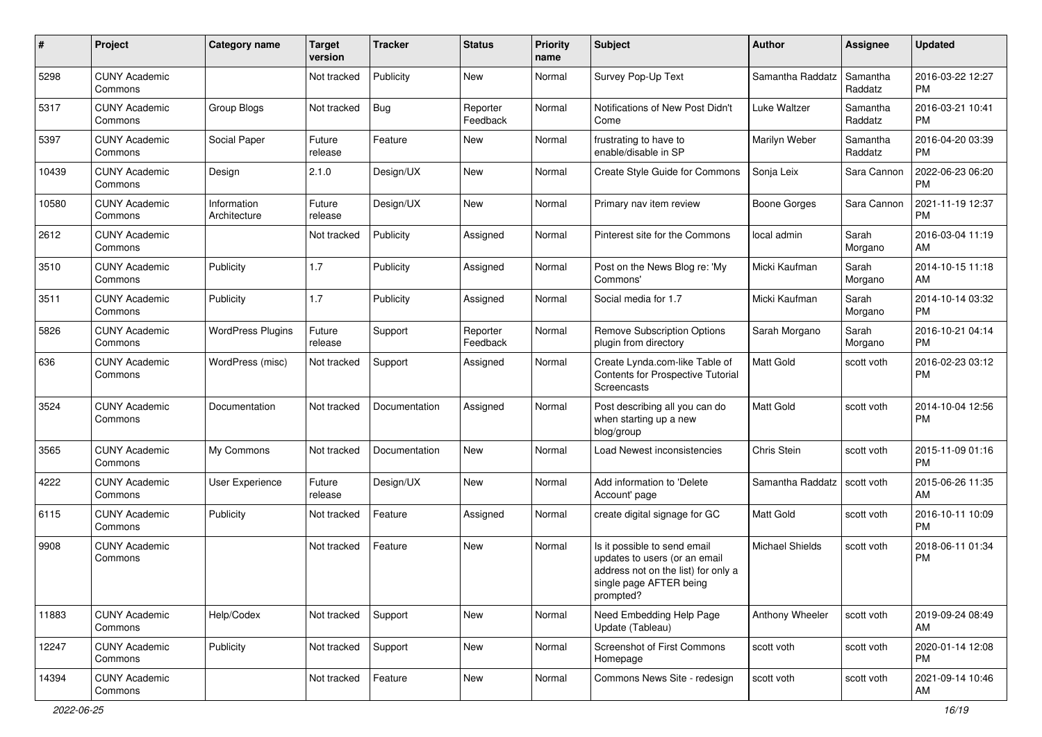| # | Project | Category name | Target version | Tracker | Status | Priority name | Subject | Author | Assignee | Updated |
|---|---|---|---|---|---|---|---|---|---|---|
| 5298 | CUNY Academic Commons | | Not tracked | Publicity | New | Normal | Survey Pop-Up Text | Samantha Raddatz | Samantha Raddatz | 2016-03-22 12:27 PM |
| 5317 | CUNY Academic Commons | Group Blogs | Not tracked | Bug | Reporter Feedback | Normal | Notifications of New Post Didn't Come | Luke Waltzer | Samantha Raddatz | 2016-03-21 10:41 PM |
| 5397 | CUNY Academic Commons | Social Paper | Future release | Feature | New | Normal | frustrating to have to enable/disable in SP | Marilyn Weber | Samantha Raddatz | 2016-04-20 03:39 PM |
| 10439 | CUNY Academic Commons | Design | 2.1.0 | Design/UX | New | Normal | Create Style Guide for Commons | Sonja Leix | Sara Cannon | 2022-06-23 06:20 PM |
| 10580 | CUNY Academic Commons | Information Architecture | Future release | Design/UX | New | Normal | Primary nav item review | Boone Gorges | Sara Cannon | 2021-11-19 12:37 PM |
| 2612 | CUNY Academic Commons | | Not tracked | Publicity | Assigned | Normal | Pinterest site for the Commons | local admin | Sarah Morgano | 2016-03-04 11:19 AM |
| 3510 | CUNY Academic Commons | Publicity | 1.7 | Publicity | Assigned | Normal | Post on the News Blog re: 'My Commons' | Micki Kaufman | Sarah Morgano | 2014-10-15 11:18 AM |
| 3511 | CUNY Academic Commons | Publicity | 1.7 | Publicity | Assigned | Normal | Social media for 1.7 | Micki Kaufman | Sarah Morgano | 2014-10-14 03:32 PM |
| 5826 | CUNY Academic Commons | WordPress Plugins | Future release | Support | Reporter Feedback | Normal | Remove Subscription Options plugin from directory | Sarah Morgano | Sarah Morgano | 2016-10-21 04:14 PM |
| 636 | CUNY Academic Commons | WordPress (misc) | Not tracked | Support | Assigned | Normal | Create Lynda.com-like Table of Contents for Prospective Tutorial Screencasts | Matt Gold | scott voth | 2016-02-23 03:12 PM |
| 3524 | CUNY Academic Commons | Documentation | Not tracked | Documentation | Assigned | Normal | Post describing all you can do when starting up a new blog/group | Matt Gold | scott voth | 2014-10-04 12:56 PM |
| 3565 | CUNY Academic Commons | My Commons | Not tracked | Documentation | New | Normal | Load Newest inconsistencies | Chris Stein | scott voth | 2015-11-09 01:16 PM |
| 4222 | CUNY Academic Commons | User Experience | Future release | Design/UX | New | Normal | Add information to 'Delete Account' page | Samantha Raddatz | scott voth | 2015-06-26 11:35 AM |
| 6115 | CUNY Academic Commons | Publicity | Not tracked | Feature | Assigned | Normal | create digital signage for GC | Matt Gold | scott voth | 2016-10-11 10:09 PM |
| 9908 | CUNY Academic Commons | | Not tracked | Feature | New | Normal | Is it possible to send email updates to users (or an email address not on the list) for only a single page AFTER being prompted? | Michael Shields | scott voth | 2018-06-11 01:34 PM |
| 11883 | CUNY Academic Commons | Help/Codex | Not tracked | Support | New | Normal | Need Embedding Help Page Update (Tableau) | Anthony Wheeler | scott voth | 2019-09-24 08:49 AM |
| 12247 | CUNY Academic Commons | Publicity | Not tracked | Support | New | Normal | Screenshot of First Commons Homepage | scott voth | scott voth | 2020-01-14 12:08 PM |
| 14394 | CUNY Academic Commons | | Not tracked | Feature | New | Normal | Commons News Site - redesign | scott voth | scott voth | 2021-09-14 10:46 AM |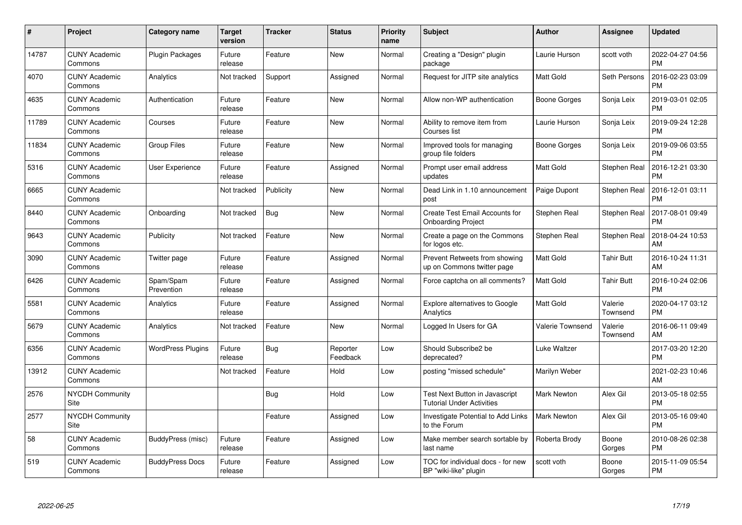| # | Project | Category name | Target version | Tracker | Status | Priority name | Subject | Author | Assignee | Updated |
|---|---|---|---|---|---|---|---|---|---|---|
| 14787 | CUNY Academic Commons | Plugin Packages | Future release | Feature | New | Normal | Creating a "Design" plugin package | Laurie Hurson | scott voth | 2022-04-27 04:56 PM |
| 4070 | CUNY Academic Commons | Analytics | Not tracked | Support | Assigned | Normal | Request for JITP site analytics | Matt Gold | Seth Persons | 2016-02-23 03:09 PM |
| 4635 | CUNY Academic Commons | Authentication | Future release | Feature | New | Normal | Allow non-WP authentication | Boone Gorges | Sonja Leix | 2019-03-01 02:05 PM |
| 11789 | CUNY Academic Commons | Courses | Future release | Feature | New | Normal | Ability to remove item from Courses list | Laurie Hurson | Sonja Leix | 2019-09-24 12:28 PM |
| 11834 | CUNY Academic Commons | Group Files | Future release | Feature | New | Normal | Improved tools for managing group file folders | Boone Gorges | Sonja Leix | 2019-09-06 03:55 PM |
| 5316 | CUNY Academic Commons | User Experience | Future release | Feature | Assigned | Normal | Prompt user email address updates | Matt Gold | Stephen Real | 2016-12-21 03:30 PM |
| 6665 | CUNY Academic Commons | | Not tracked | Publicity | New | Normal | Dead Link in 1.10 announcement post | Paige Dupont | Stephen Real | 2016-12-01 03:11 PM |
| 8440 | CUNY Academic Commons | Onboarding | Not tracked | Bug | New | Normal | Create Test Email Accounts for Onboarding Project | Stephen Real | Stephen Real | 2017-08-01 09:49 PM |
| 9643 | CUNY Academic Commons | Publicity | Not tracked | Feature | New | Normal | Create a page on the Commons for logos etc. | Stephen Real | Stephen Real | 2018-04-24 10:53 AM |
| 3090 | CUNY Academic Commons | Twitter page | Future release | Feature | Assigned | Normal | Prevent Retweets from showing up on Commons twitter page | Matt Gold | Tahir Butt | 2016-10-24 11:31 AM |
| 6426 | CUNY Academic Commons | Spam/Spam Prevention | Future release | Feature | Assigned | Normal | Force captcha on all comments? | Matt Gold | Tahir Butt | 2016-10-24 02:06 PM |
| 5581 | CUNY Academic Commons | Analytics | Future release | Feature | Assigned | Normal | Explore alternatives to Google Analytics | Matt Gold | Valerie Townsend | 2020-04-17 03:12 PM |
| 5679 | CUNY Academic Commons | Analytics | Not tracked | Feature | New | Normal | Logged In Users for GA | Valerie Townsend | Valerie Townsend | 2016-06-11 09:49 AM |
| 6356 | CUNY Academic Commons | WordPress Plugins | Future release | Bug | Reporter Feedback | Low | Should Subscribe2 be deprecated? | Luke Waltzer | | 2017-03-20 12:20 PM |
| 13912 | CUNY Academic Commons | | Not tracked | Feature | Hold | Low | posting "missed schedule" | Marilyn Weber | | 2021-02-23 10:46 AM |
| 2576 | NYCDH Community Site | | | Bug | Hold | Low | Test Next Button in Javascript Tutorial Under Activities | Mark Newton | Alex Gil | 2013-05-18 02:55 PM |
| 2577 | NYCDH Community Site | | | Feature | Assigned | Low | Investigate Potential to Add Links to the Forum | Mark Newton | Alex Gil | 2013-05-16 09:40 PM |
| 58 | CUNY Academic Commons | BuddyPress (misc) | Future release | Feature | Assigned | Low | Make member search sortable by last name | Roberta Brody | Boone Gorges | 2010-08-26 02:38 PM |
| 519 | CUNY Academic Commons | BuddyPress Docs | Future release | Feature | Assigned | Low | TOC for individual docs - for new BP "wiki-like" plugin | scott voth | Boone Gorges | 2015-11-09 05:54 PM |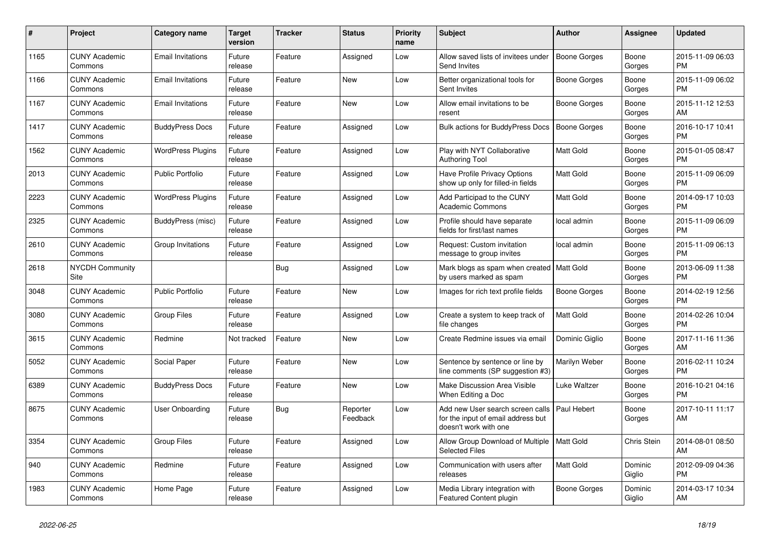| # | Project | Category name | Target version | Tracker | Status | Priority name | Subject | Author | Assignee | Updated |
|---|---|---|---|---|---|---|---|---|---|---|
| 1165 | CUNY Academic Commons | Email Invitations | Future release | Feature | Assigned | Low | Allow saved lists of invitees under Send Invites | Boone Gorges | Boone Gorges | 2015-11-09 06:03 PM |
| 1166 | CUNY Academic Commons | Email Invitations | Future release | Feature | New | Low | Better organizational tools for Sent Invites | Boone Gorges | Boone Gorges | 2015-11-09 06:02 PM |
| 1167 | CUNY Academic Commons | Email Invitations | Future release | Feature | New | Low | Allow email invitations to be resent | Boone Gorges | Boone Gorges | 2015-11-12 12:53 AM |
| 1417 | CUNY Academic Commons | BuddyPress Docs | Future release | Feature | Assigned | Low | Bulk actions for BuddyPress Docs | Boone Gorges | Boone Gorges | 2016-10-17 10:41 PM |
| 1562 | CUNY Academic Commons | WordPress Plugins | Future release | Feature | Assigned | Low | Play with NYT Collaborative Authoring Tool | Matt Gold | Boone Gorges | 2015-01-05 08:47 PM |
| 2013 | CUNY Academic Commons | Public Portfolio | Future release | Feature | Assigned | Low | Have Profile Privacy Options show up only for filled-in fields | Matt Gold | Boone Gorges | 2015-11-09 06:09 PM |
| 2223 | CUNY Academic Commons | WordPress Plugins | Future release | Feature | Assigned | Low | Add Participad to the CUNY Academic Commons | Matt Gold | Boone Gorges | 2014-09-17 10:03 PM |
| 2325 | CUNY Academic Commons | BuddyPress (misc) | Future release | Feature | Assigned | Low | Profile should have separate fields for first/last names | local admin | Boone Gorges | 2015-11-09 06:09 PM |
| 2610 | CUNY Academic Commons | Group Invitations | Future release | Feature | Assigned | Low | Request: Custom invitation message to group invites | local admin | Boone Gorges | 2015-11-09 06:13 PM |
| 2618 | NYCDH Community Site | | | Bug | Assigned | Low | Mark blogs as spam when created by users marked as spam | Matt Gold | Boone Gorges | 2013-06-09 11:38 PM |
| 3048 | CUNY Academic Commons | Public Portfolio | Future release | Feature | New | Low | Images for rich text profile fields | Boone Gorges | Boone Gorges | 2014-02-19 12:56 PM |
| 3080 | CUNY Academic Commons | Group Files | Future release | Feature | Assigned | Low | Create a system to keep track of file changes | Matt Gold | Boone Gorges | 2014-02-26 10:04 PM |
| 3615 | CUNY Academic Commons | Redmine | Not tracked | Feature | New | Low | Create Redmine issues via email | Dominic Giglio | Boone Gorges | 2017-11-16 11:36 AM |
| 5052 | CUNY Academic Commons | Social Paper | Future release | Feature | New | Low | Sentence by sentence or line by line comments (SP suggestion #3) | Marilyn Weber | Boone Gorges | 2016-02-11 10:24 PM |
| 6389 | CUNY Academic Commons | BuddyPress Docs | Future release | Feature | New | Low | Make Discussion Area Visible When Editing a Doc | Luke Waltzer | Boone Gorges | 2016-10-21 04:16 PM |
| 8675 | CUNY Academic Commons | User Onboarding | Future release | Bug | Reporter Feedback | Low | Add new User search screen calls for the input of email address but doesn't work with one | Paul Hebert | Boone Gorges | 2017-10-11 11:17 AM |
| 3354 | CUNY Academic Commons | Group Files | Future release | Feature | Assigned | Low | Allow Group Download of Multiple Selected Files | Matt Gold | Chris Stein | 2014-08-01 08:50 AM |
| 940 | CUNY Academic Commons | Redmine | Future release | Feature | Assigned | Low | Communication with users after releases | Matt Gold | Dominic Giglio | 2012-09-09 04:36 PM |
| 1983 | CUNY Academic Commons | Home Page | Future release | Feature | Assigned | Low | Media Library integration with Featured Content plugin | Boone Gorges | Dominic Giglio | 2014-03-17 10:34 AM |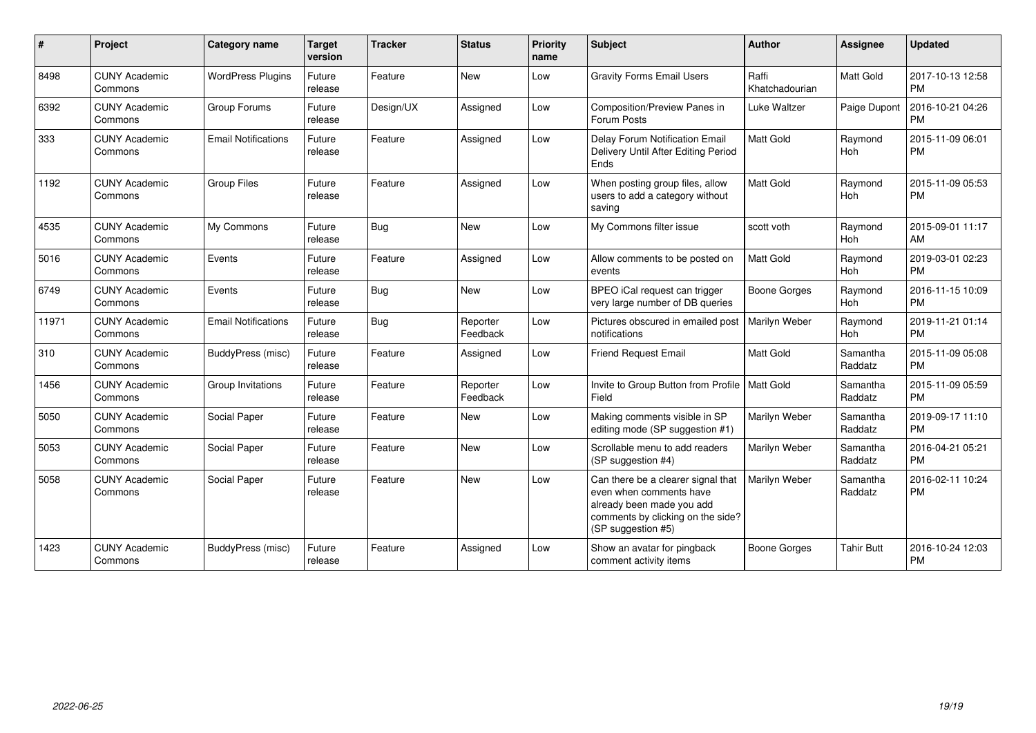| # | Project | Category name | Target version | Tracker | Status | Priority name | Subject | Author | Assignee | Updated |
|---|---|---|---|---|---|---|---|---|---|---|
| 8498 | CUNY Academic Commons | WordPress Plugins | Future release | Feature | New | Low | Gravity Forms Email Users | Raffi Khatchadourian | Matt Gold | 2017-10-13 12:58 PM |
| 6392 | CUNY Academic Commons | Group Forums | Future release | Design/UX | Assigned | Low | Composition/Preview Panes in Forum Posts | Luke Waltzer | Paige Dupont | 2016-10-21 04:26 PM |
| 333 | CUNY Academic Commons | Email Notifications | Future release | Feature | Assigned | Low | Delay Forum Notification Email Delivery Until After Editing Period Ends | Matt Gold | Raymond Hoh | 2015-11-09 06:01 PM |
| 1192 | CUNY Academic Commons | Group Files | Future release | Feature | Assigned | Low | When posting group files, allow users to add a category without saving | Matt Gold | Raymond Hoh | 2015-11-09 05:53 PM |
| 4535 | CUNY Academic Commons | My Commons | Future release | Bug | New | Low | My Commons filter issue | scott voth | Raymond Hoh | 2015-09-01 11:17 AM |
| 5016 | CUNY Academic Commons | Events | Future release | Feature | Assigned | Low | Allow comments to be posted on events | Matt Gold | Raymond Hoh | 2019-03-01 02:23 PM |
| 6749 | CUNY Academic Commons | Events | Future release | Bug | New | Low | BPEO iCal request can trigger very large number of DB queries | Boone Gorges | Raymond Hoh | 2016-11-15 10:09 PM |
| 11971 | CUNY Academic Commons | Email Notifications | Future release | Bug | Reporter Feedback | Low | Pictures obscured in emailed post notifications | Marilyn Weber | Raymond Hoh | 2019-11-21 01:14 PM |
| 310 | CUNY Academic Commons | BuddyPress (misc) | Future release | Feature | Assigned | Low | Friend Request Email | Matt Gold | Samantha Raddatz | 2015-11-09 05:08 PM |
| 1456 | CUNY Academic Commons | Group Invitations | Future release | Feature | Reporter Feedback | Low | Invite to Group Button from Profile Field | Matt Gold | Samantha Raddatz | 2015-11-09 05:59 PM |
| 5050 | CUNY Academic Commons | Social Paper | Future release | Feature | New | Low | Making comments visible in SP editing mode (SP suggestion #1) | Marilyn Weber | Samantha Raddatz | 2019-09-17 11:10 PM |
| 5053 | CUNY Academic Commons | Social Paper | Future release | Feature | New | Low | Scrollable menu to add readers (SP suggestion #4) | Marilyn Weber | Samantha Raddatz | 2016-04-21 05:21 PM |
| 5058 | CUNY Academic Commons | Social Paper | Future release | Feature | New | Low | Can there be a clearer signal that even when comments have already been made you add comments by clicking on the side? (SP suggestion #5) | Marilyn Weber | Samantha Raddatz | 2016-02-11 10:24 PM |
| 1423 | CUNY Academic Commons | BuddyPress (misc) | Future release | Feature | Assigned | Low | Show an avatar for pingback comment activity items | Boone Gorges | Tahir Butt | 2016-10-24 12:03 PM |